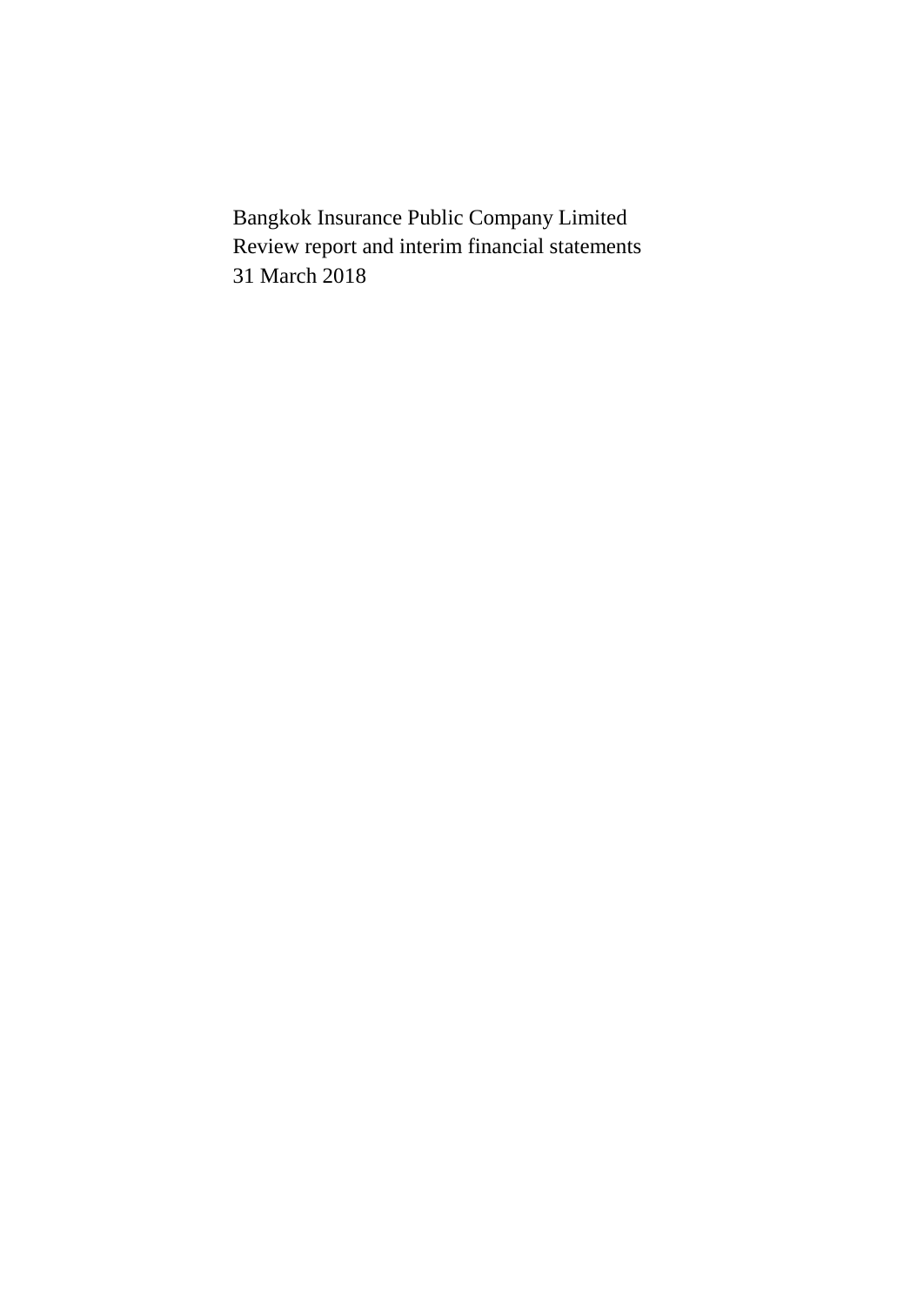Bangkok Insurance Public Company Limited

Review report and interim financial statements

31 March 2018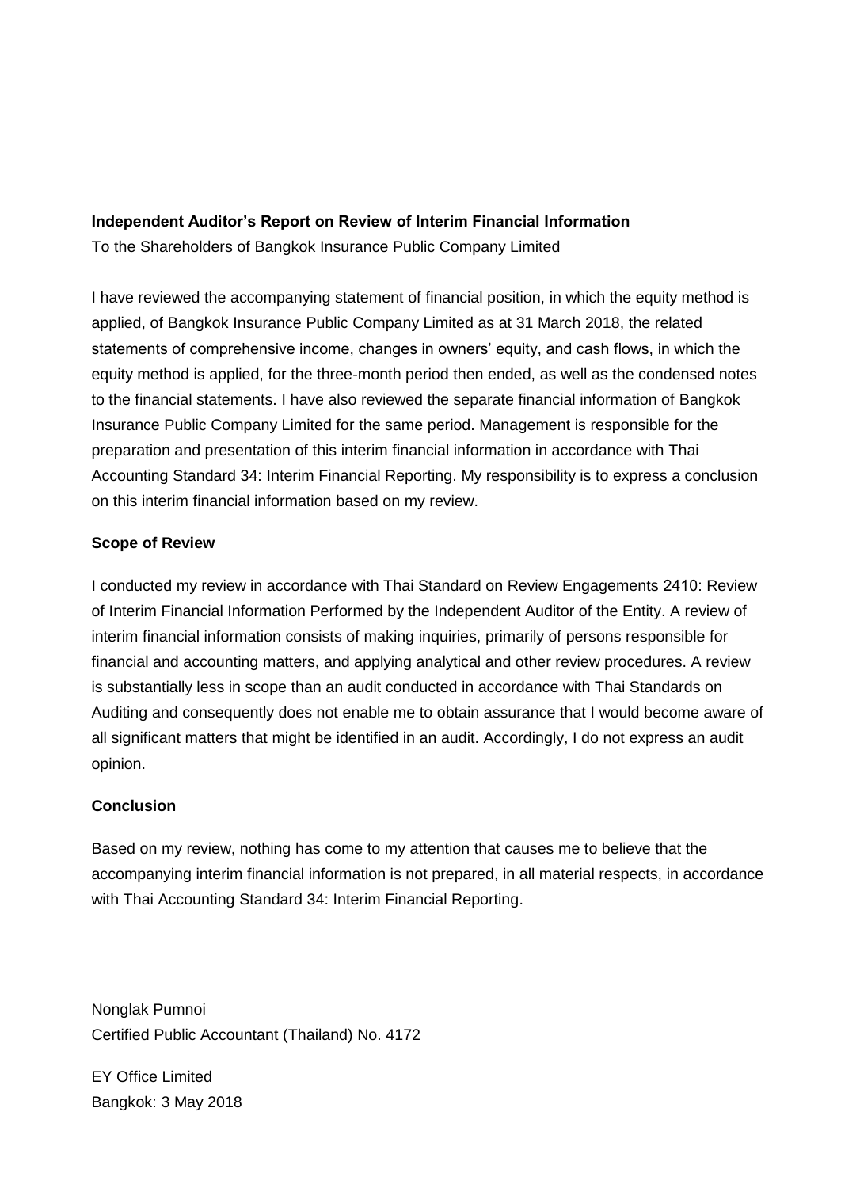**Independent Auditor's Report on Review of Interim Financial Information**

To the Shareholders of Bangkok Insurance Public Company Limited

I have reviewed the accompanying statement of financial position, in which the equity method is applied, of Bangkok Insurance Public Company Limited as at 31 March 2018, the related statements of comprehensive income, changes in owners' equity, and cash flows, in which the equity method is applied, for the three-month period then ended, as well as the condensed notes to the financial statements. I have also reviewed the separate financial information of Bangkok Insurance Public Company Limited for the same period. Management is responsible for the preparation and presentation of this interim financial information in accordance with Thai Accounting Standard 34: Interim Financial Reporting. My responsibility is to express a conclusion on this interim financial information based on my review.

**Scope of Review**

I conducted my review in accordance with Thai Standard on Review Engagements 2410: Review of Interim Financial Information Performed by the Independent Auditor of the Entity. A review of interim financial information consists of making inquiries, primarily of persons responsible for financial and accounting matters, and applying analytical and other review procedures. A review is substantially less in scope than an audit conducted in accordance with Thai Standards on Auditing and consequently does not enable me to obtain assurance that I would become aware of all significant matters that might be identified in an audit. Accordingly, I do not express an audit opinion.

**Conclusion**

Based on my review, nothing has come to my attention that causes me to believe that the accompanying interim financial information is not prepared, in all material respects, in accordance with Thai Accounting Standard 34: Interim Financial Reporting.

Nonglak Pumnoi
Certified Public Accountant (Thailand) No. 4172

EY Office Limited
Bangkok: 3 May 2018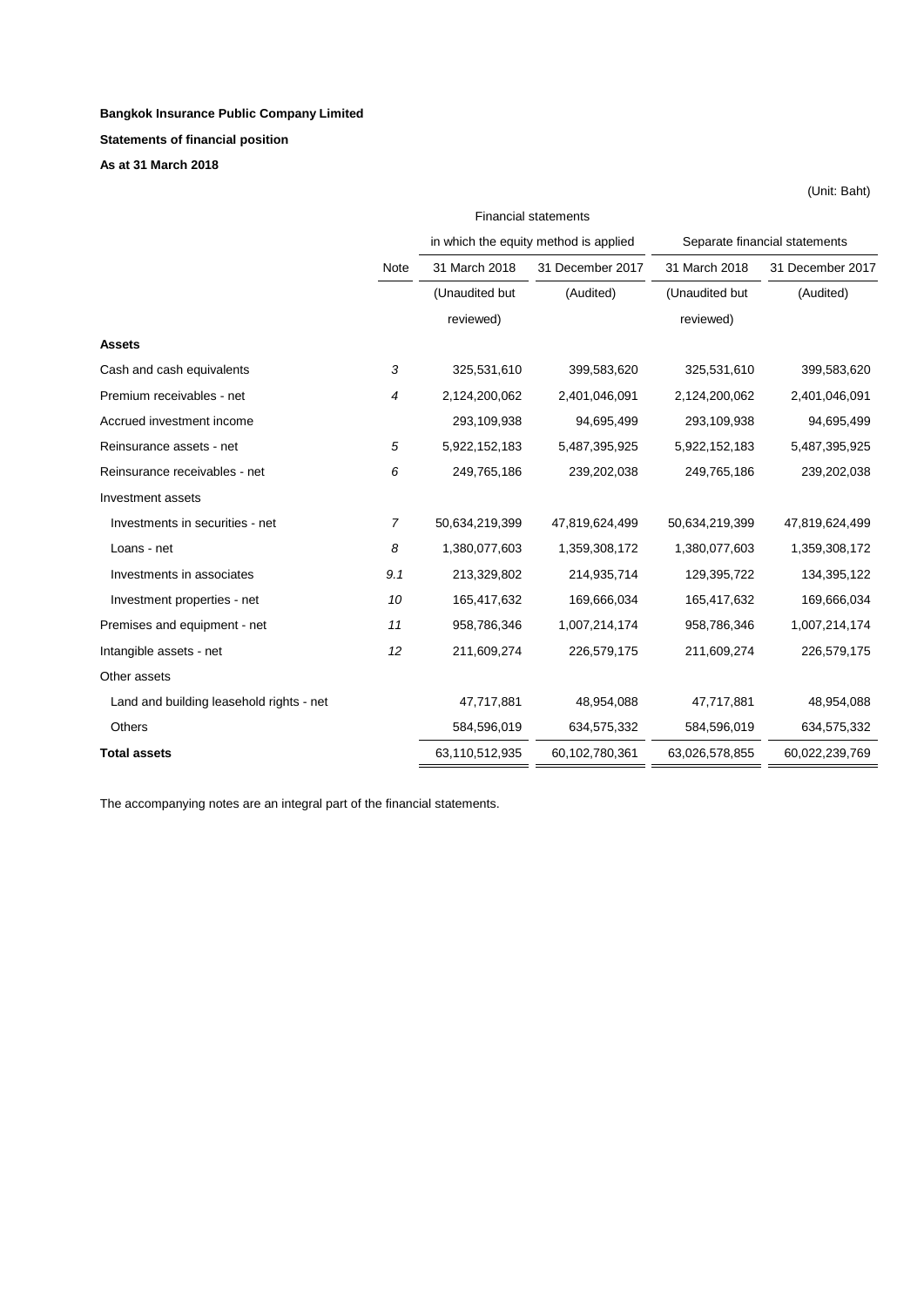**Bangkok Insurance Public Company Limited**

**Statements of financial position**

**As at 31 March 2018**

(Unit: Baht)

| | | Financial statements in which the equity method is applied | | Separate financial statements | |
|---|---|---|---|---|---|
| | Note | 31 March 2018 | 31 December 2017 | 31 March 2018 | 31 December 2017 |
| | | (Unaudited but reviewed) | (Audited) | (Unaudited but reviewed) | (Audited) |
| **Assets** | | | | | |
| Cash and cash equivalents | 3 | 325,531,610 | 399,583,620 | 325,531,610 | 399,583,620 |
| Premium receivables - net | 4 | 2,124,200,062 | 2,401,046,091 | 2,124,200,062 | 2,401,046,091 |
| Accrued investment income | | 293,109,938 | 94,695,499 | 293,109,938 | 94,695,499 |
| Reinsurance assets - net | 5 | 5,922,152,183 | 5,487,395,925 | 5,922,152,183 | 5,487,395,925 |
| Reinsurance receivables - net | 6 | 249,765,186 | 239,202,038 | 249,765,186 | 239,202,038 |
| Investment assets | | | | | |
| Investments in securities - net | 7 | 50,634,219,399 | 47,819,624,499 | 50,634,219,399 | 47,819,624,499 |
| Loans - net | 8 | 1,380,077,603 | 1,359,308,172 | 1,380,077,603 | 1,359,308,172 |
| Investments in associates | 9.1 | 213,329,802 | 214,935,714 | 129,395,722 | 134,395,122 |
| Investment properties - net | 10 | 165,417,632 | 169,666,034 | 165,417,632 | 169,666,034 |
| Premises and equipment - net | 11 | 958,786,346 | 1,007,214,174 | 958,786,346 | 1,007,214,174 |
| Intangible assets - net | 12 | 211,609,274 | 226,579,175 | 211,609,274 | 226,579,175 |
| Other assets | | | | | |
| Land and building leasehold rights - net | | 47,717,881 | 48,954,088 | 47,717,881 | 48,954,088 |
| Others | | 584,596,019 | 634,575,332 | 584,596,019 | 634,575,332 |
| **Total assets** | | 63,110,512,935 | 60,102,780,361 | 63,026,578,855 | 60,022,239,769 |

The accompanying notes are an integral part of the financial statements.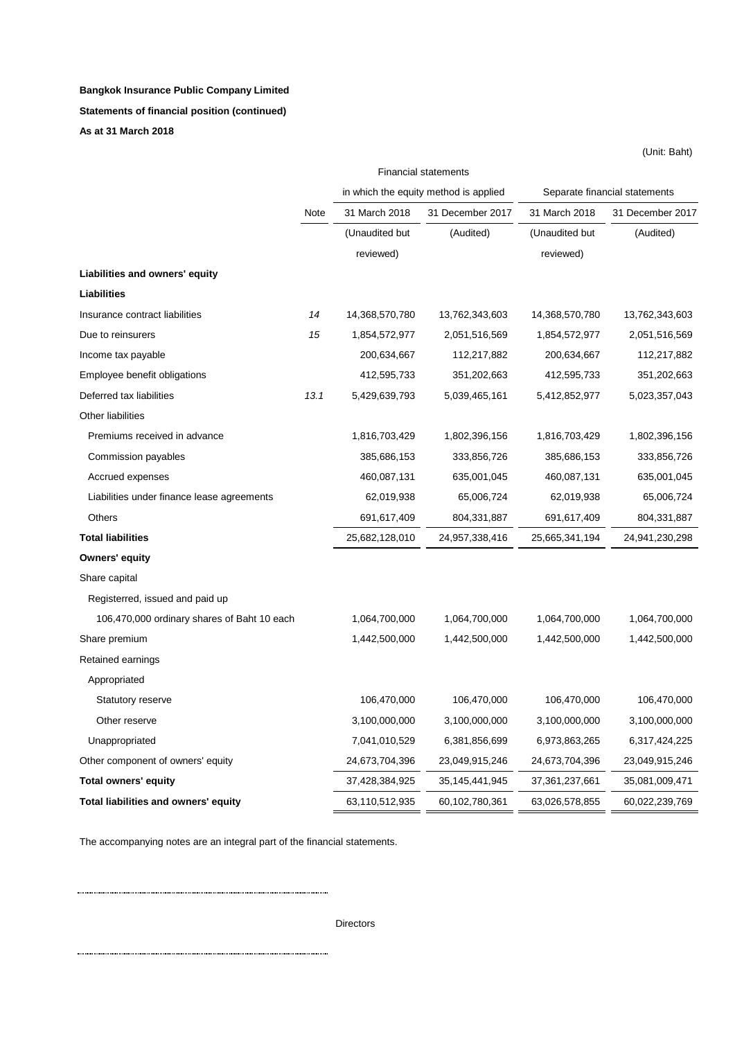**Bangkok Insurance Public Company Limited**

**Statements of financial position (continued)**

**As at 31 March 2018**

(Unit: Baht)

| | Note | Financial statements in which the equity method is applied | | Separate financial statements | |
|---|---|---|---|---|---|
| | | 31 March 2018 | 31 December 2017 | 31 March 2018 | 31 December 2017 |
| | | (Unaudited but reviewed) | (Audited) | (Unaudited but reviewed) | (Audited) |
| **Liabilities and owners' equity** | | | | | |
| **Liabilities** | | | | | |
| Insurance contract liabilities | *14* | 14,368,570,780 | 13,762,343,603 | 14,368,570,780 | 13,762,343,603 |
| Due to reinsurers | *15* | 1,854,572,977 | 2,051,516,569 | 1,854,572,977 | 2,051,516,569 |
| Income tax payable | | 200,634,667 | 112,217,882 | 200,634,667 | 112,217,882 |
| Employee benefit obligations | | 412,595,733 | 351,202,663 | 412,595,733 | 351,202,663 |
| Deferred tax liabilities | *13.1* | 5,429,639,793 | 5,039,465,161 | 5,412,852,977 | 5,023,357,043 |
| Other liabilities | | | | | |
| Premiums received in advance | | 1,816,703,429 | 1,802,396,156 | 1,816,703,429 | 1,802,396,156 |
| Commission payables | | 385,686,153 | 333,856,726 | 385,686,153 | 333,856,726 |
| Accrued expenses | | 460,087,131 | 635,001,045 | 460,087,131 | 635,001,045 |
| Liabilities under finance lease agreements | | 62,019,938 | 65,006,724 | 62,019,938 | 65,006,724 |
| Others | | 691,617,409 | 804,331,887 | 691,617,409 | 804,331,887 |
| **Total liabilities** | | 25,682,128,010 | 24,957,338,416 | 25,665,341,194 | 24,941,230,298 |
| **Owners' equity** | | | | | |
| Share capital | | | | | |
| Registerred, issued and paid up | | | | | |
| 106,470,000 ordinary shares of Baht 10 each | | 1,064,700,000 | 1,064,700,000 | 1,064,700,000 | 1,064,700,000 |
| Share premium | | 1,442,500,000 | 1,442,500,000 | 1,442,500,000 | 1,442,500,000 |
| Retained earnings | | | | | |
| Appropriated | | | | | |
| Statutory reserve | | 106,470,000 | 106,470,000 | 106,470,000 | 106,470,000 |
| Other reserve | | 3,100,000,000 | 3,100,000,000 | 3,100,000,000 | 3,100,000,000 |
| Unappropriated | | 7,041,010,529 | 6,381,856,699 | 6,973,863,265 | 6,317,424,225 |
| Other component of owners' equity | | 24,673,704,396 | 23,049,915,246 | 24,673,704,396 | 23,049,915,246 |
| **Total owners' equity** | | 37,428,384,925 | 35,145,441,945 | 37,361,237,661 | 35,081,009,471 |
| **Total liabilities and owners' equity** | | 63,110,512,935 | 60,102,780,361 | 63,026,578,855 | 60,022,239,769 |

The accompanying notes are an integral part of the financial statements.

Directors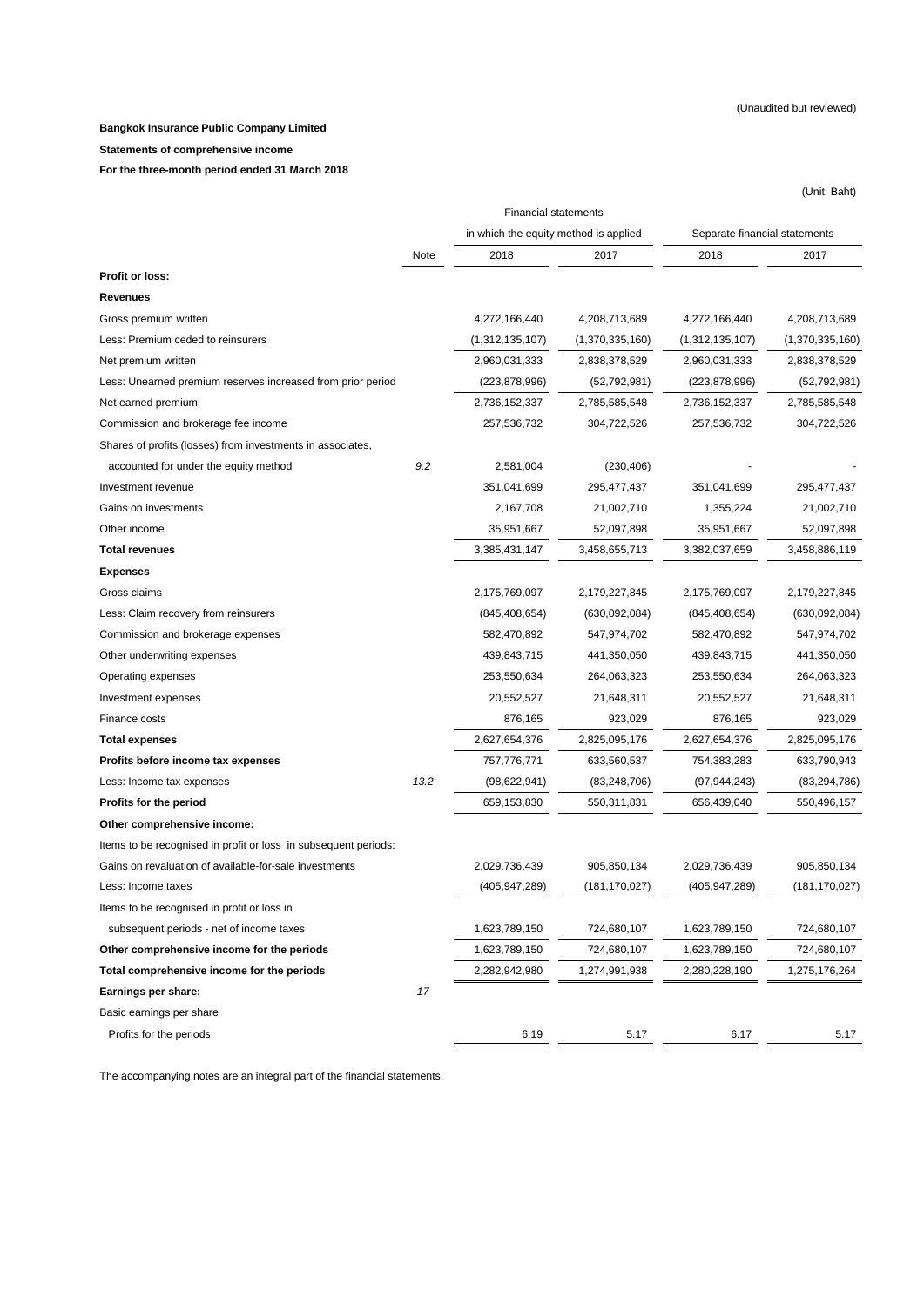(Unaudited but reviewed)

**Bangkok Insurance Public Company Limited**

**Statements of comprehensive income**

**For the three-month period ended 31 March 2018**

(Unit: Baht)

| | Note | Financial statements in which the equity method is applied | | Separate financial statements | |
|---|---|---|---|---|---|
| | | 2018 | 2017 | 2018 | 2017 |
| **Profit or loss:** | | | | | |
| **Revenues** | | | | | |
| Gross premium written | | 4,272,166,440 | 4,208,713,689 | 4,272,166,440 | 4,208,713,689 |
| Less: Premium ceded to reinsurers | | (1,312,135,107) | (1,370,335,160) | (1,312,135,107) | (1,370,335,160) |
| Net premium written | | 2,960,031,333 | 2,838,378,529 | 2,960,031,333 | 2,838,378,529 |
| Less: Unearned premium reserves increased from prior period | | (223,878,996) | (52,792,981) | (223,878,996) | (52,792,981) |
| Net earned premium | | 2,736,152,337 | 2,785,585,548 | 2,736,152,337 | 2,785,585,548 |
| Commission and brokerage fee income | | 257,536,732 | 304,722,526 | 257,536,732 | 304,722,526 |
| Shares of profits (losses) from investments in associates, accounted for under the equity method | *9.2* | 2,581,004 | (230,406) | - | - |
| Investment revenue | | 351,041,699 | 295,477,437 | 351,041,699 | 295,477,437 |
| Gains on investments | | 2,167,708 | 21,002,710 | 1,355,224 | 21,002,710 |
| Other income | | 35,951,667 | 52,097,898 | 35,951,667 | 52,097,898 |
| **Total revenues** | | 3,385,431,147 | 3,458,655,713 | 3,382,037,659 | 3,458,886,119 |
| **Expenses** | | | | | |
| Gross claims | | 2,175,769,097 | 2,179,227,845 | 2,175,769,097 | 2,179,227,845 |
| Less: Claim recovery from reinsurers | | (845,408,654) | (630,092,084) | (845,408,654) | (630,092,084) |
| Commission and brokerage expenses | | 582,470,892 | 547,974,702 | 582,470,892 | 547,974,702 |
| Other underwriting expenses | | 439,843,715 | 441,350,050 | 439,843,715 | 441,350,050 |
| Operating expenses | | 253,550,634 | 264,063,323 | 253,550,634 | 264,063,323 |
| Investment expenses | | 20,552,527 | 21,648,311 | 20,552,527 | 21,648,311 |
| Finance costs | | 876,165 | 923,029 | 876,165 | 923,029 |
| **Total expenses** | | 2,627,654,376 | 2,825,095,176 | 2,627,654,376 | 2,825,095,176 |
| **Profits before income tax expenses** | | 757,776,771 | 633,560,537 | 754,383,283 | 633,790,943 |
| Less: Income tax expenses | *13.2* | (98,622,941) | (83,248,706) | (97,944,243) | (83,294,786) |
| **Profits for the period** | | 659,153,830 | 550,311,831 | 656,439,040 | 550,496,157 |
| **Other comprehensive income:** | | | | | |
| Items to be recognised in profit or loss in subsequent periods: | | | | | |
| Gains on revaluation of available-for-sale investments | | 2,029,736,439 | 905,850,134 | 2,029,736,439 | 905,850,134 |
| Less: Income taxes | | (405,947,289) | (181,170,027) | (405,947,289) | (181,170,027) |
| Items to be recognised in profit or loss in subsequent periods - net of income taxes | | 1,623,789,150 | 724,680,107 | 1,623,789,150 | 724,680,107 |
| **Other comprehensive income for the periods** | | 1,623,789,150 | 724,680,107 | 1,623,789,150 | 724,680,107 |
| **Total comprehensive income for the periods** | | 2,282,942,980 | 1,274,991,938 | 2,280,228,190 | 1,275,176,264 |
| **Earnings per share:** | *17* | | | | |
| Basic earnings per share | | | | | |
| Profits for the periods | | 6.19 | 5.17 | 6.17 | 5.17 |

The accompanying notes are an integral part of the financial statements.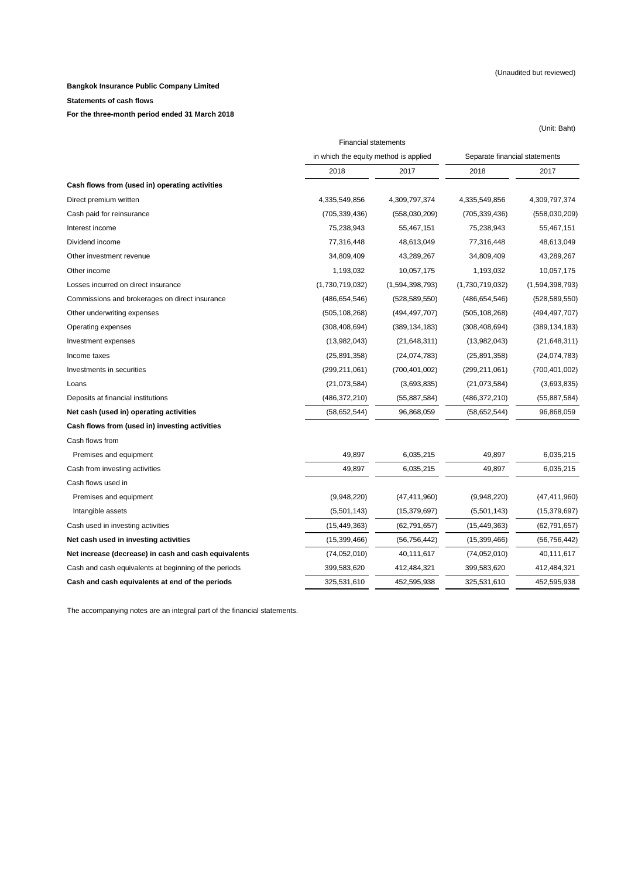(Unaudited but reviewed)

**Bangkok Insurance Public Company Limited**

**Statements of cash flows**

**For the three-month period ended 31 March 2018**

(Unit: Baht)

| | Financial statements in which the equity method is applied | | Separate financial statements | |
|---|---|---|---|---|
| | 2018 | 2017 | 2018 | 2017 |
| **Cash flows from (used in) operating activities** | | | | |
| Direct premium written | 4,335,549,856 | 4,309,797,374 | 4,335,549,856 | 4,309,797,374 |
| Cash paid for reinsurance | (705,339,436) | (558,030,209) | (705,339,436) | (558,030,209) |
| Interest income | 75,238,943 | 55,467,151 | 75,238,943 | 55,467,151 |
| Dividend income | 77,316,448 | 48,613,049 | 77,316,448 | 48,613,049 |
| Other investment revenue | 34,809,409 | 43,289,267 | 34,809,409 | 43,289,267 |
| Other income | 1,193,032 | 10,057,175 | 1,193,032 | 10,057,175 |
| Losses incurred on direct insurance | (1,730,719,032) | (1,594,398,793) | (1,730,719,032) | (1,594,398,793) |
| Commissions and brokerages on direct insurance | (486,654,546) | (528,589,550) | (486,654,546) | (528,589,550) |
| Other underwriting expenses | (505,108,268) | (494,497,707) | (505,108,268) | (494,497,707) |
| Operating expenses | (308,408,694) | (389,134,183) | (308,408,694) | (389,134,183) |
| Investment expenses | (13,982,043) | (21,648,311) | (13,982,043) | (21,648,311) |
| Income taxes | (25,891,358) | (24,074,783) | (25,891,358) | (24,074,783) |
| Investments in securities | (299,211,061) | (700,401,002) | (299,211,061) | (700,401,002) |
| Loans | (21,073,584) | (3,693,835) | (21,073,584) | (3,693,835) |
| Deposits at financial institutions | (486,372,210) | (55,887,584) | (486,372,210) | (55,887,584) |
| **Net cash (used in) operating activities** | (58,652,544) | 96,868,059 | (58,652,544) | 96,868,059 |
| **Cash flows from (used in) investing activities** | | | | |
| Cash flows from | | | | |
| Premises and equipment | 49,897 | 6,035,215 | 49,897 | 6,035,215 |
| Cash from investing activities | 49,897 | 6,035,215 | 49,897 | 6,035,215 |
| Cash flows used in | | | | |
| Premises and equipment | (9,948,220) | (47,411,960) | (9,948,220) | (47,411,960) |
| Intangible assets | (5,501,143) | (15,379,697) | (5,501,143) | (15,379,697) |
| Cash used in investing activities | (15,449,363) | (62,791,657) | (15,449,363) | (62,791,657) |
| **Net cash used in investing activities** | (15,399,466) | (56,756,442) | (15,399,466) | (56,756,442) |
| **Net increase (decrease) in cash and cash equivalents** | (74,052,010) | 40,111,617 | (74,052,010) | 40,111,617 |
| Cash and cash equivalents at beginning of the periods | 399,583,620 | 412,484,321 | 399,583,620 | 412,484,321 |
| **Cash and cash equivalents at end of the periods** | 325,531,610 | 452,595,938 | 325,531,610 | 452,595,938 |

The accompanying notes are an integral part of the financial statements.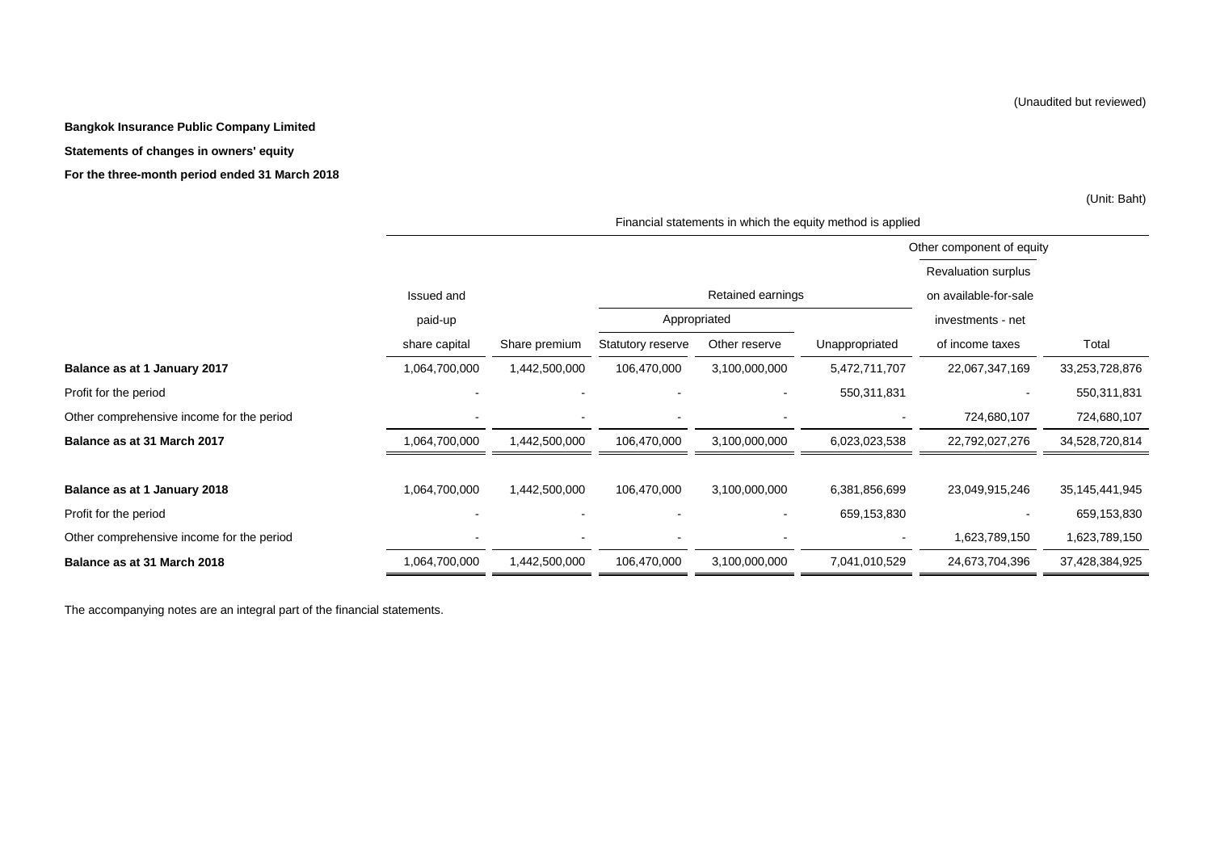(Unaudited but reviewed)

**Bangkok Insurance Public Company Limited**

**Statements of changes in owners' equity**

**For the three-month period ended 31 March 2018**

(Unit: Baht)

| | Financial statements in which the equity method is applied | | | | | | |
|---|---|---|---|---|---|---|---|
| | | | | | | Other component of equity | |
| | | | | | | Revaluation surplus | |
| | Issued and | | Retained earnings | | | on available-for-sale | |
| | paid-up | | Appropriated | | | investments - net | |
| | share capital | Share premium | Statutory reserve | Other reserve | Unappropriated | of income taxes | Total |
| **Balance as at 1 January 2017** | 1,064,700,000 | 1,442,500,000 | 106,470,000 | 3,100,000,000 | 5,472,711,707 | 22,067,347,169 | 33,253,728,876 |
| Profit for the period | - | - | - | - | 550,311,831 | - | 550,311,831 |
| Other comprehensive income for the period | - | - | - | - | - | 724,680,107 | 724,680,107 |
| **Balance as at 31 March 2017** | 1,064,700,000 | 1,442,500,000 | 106,470,000 | 3,100,000,000 | 6,023,023,538 | 22,792,027,276 | 34,528,720,814 |
| | | | | | | | |
| **Balance as at 1 January 2018** | 1,064,700,000 | 1,442,500,000 | 106,470,000 | 3,100,000,000 | 6,381,856,699 | 23,049,915,246 | 35,145,441,945 |
| Profit for the period | - | - | - | - | 659,153,830 | - | 659,153,830 |
| Other comprehensive income for the period | - | - | - | - | - | 1,623,789,150 | 1,623,789,150 |
| **Balance as at 31 March 2018** | 1,064,700,000 | 1,442,500,000 | 106,470,000 | 3,100,000,000 | 7,041,010,529 | 24,673,704,396 | 37,428,384,925 |

The accompanying notes are an integral part of the financial statements.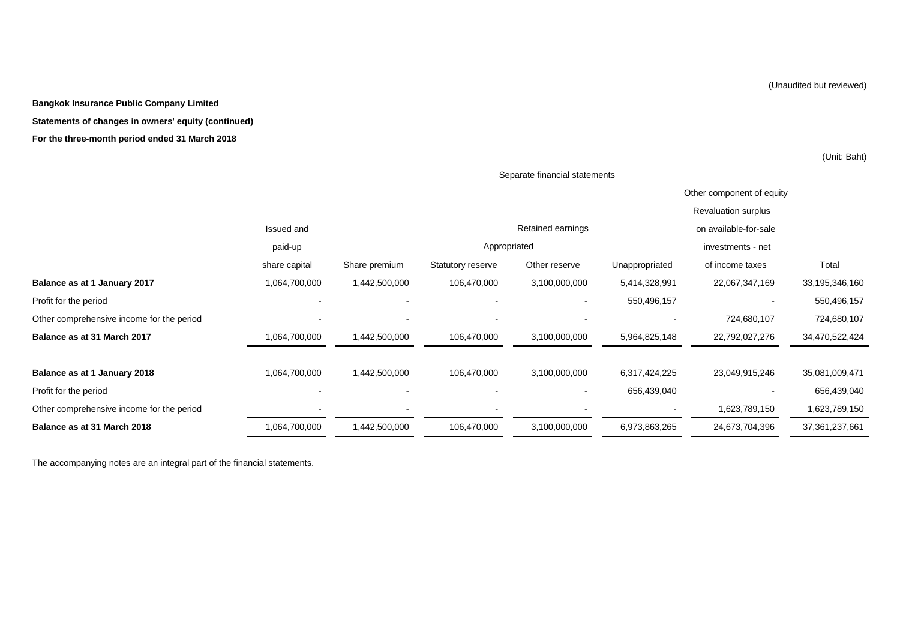(Unaudited but reviewed)

**Bangkok Insurance Public Company Limited**

**Statements of changes in owners' equity (continued)**

**For the three-month period ended 31 March 2018**

(Unit: Baht)

| | Separate financial statements | | | | | | |
|---|---|---|---|---|---|---|---|
| | | | | | | Other component of equity | |
| | | | | | | Revaluation surplus | |
| | Issued and | | Retained earnings | | | on available-for-sale | |
| | paid-up | | Appropriated | | | investments - net | |
| | share capital | Share premium | Statutory reserve | Other reserve | Unappropriated | of income taxes | Total |
| **Balance as at 1 January 2017** | 1,064,700,000 | 1,442,500,000 | 106,470,000 | 3,100,000,000 | 5,414,328,991 | 22,067,347,169 | 33,195,346,160 |
| Profit for the period | - | - | - | - | 550,496,157 | - | 550,496,157 |
| Other comprehensive income for the period | - | - | - | - | - | 724,680,107 | 724,680,107 |
| **Balance as at 31 March 2017** | 1,064,700,000 | 1,442,500,000 | 106,470,000 | 3,100,000,000 | 5,964,825,148 | 22,792,027,276 | 34,470,522,424 |
| | | | | | | | |
| **Balance as at 1 January 2018** | 1,064,700,000 | 1,442,500,000 | 106,470,000 | 3,100,000,000 | 6,317,424,225 | 23,049,915,246 | 35,081,009,471 |
| Profit for the period | - | - | - | - | 656,439,040 | - | 656,439,040 |
| Other comprehensive income for the period | - | - | - | - | - | 1,623,789,150 | 1,623,789,150 |
| **Balance as at 31 March 2018** | 1,064,700,000 | 1,442,500,000 | 106,470,000 | 3,100,000,000 | 6,973,863,265 | 24,673,704,396 | 37,361,237,661 |

The accompanying notes are an integral part of the financial statements.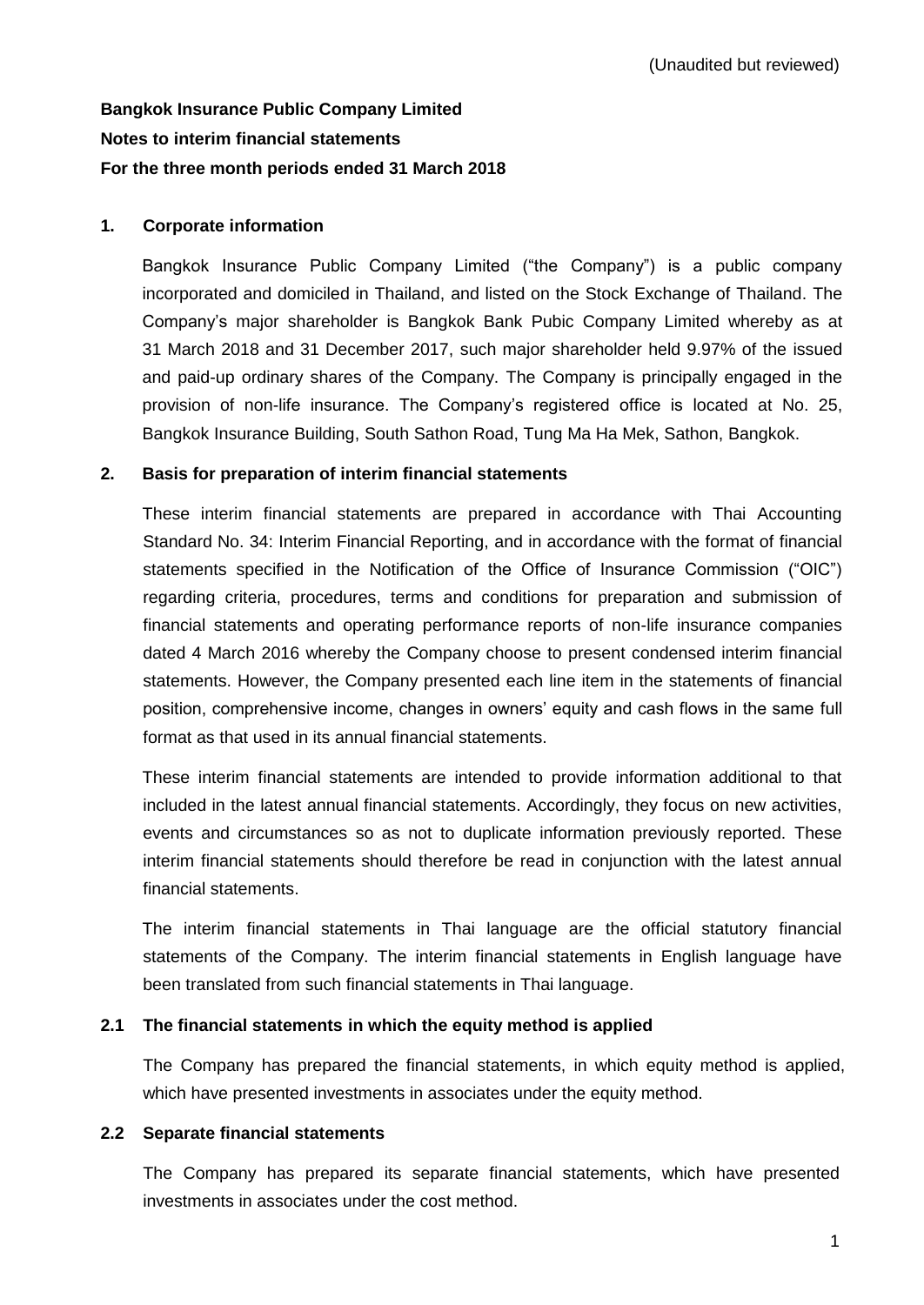(Unaudited but reviewed)

**Bangkok Insurance Public Company Limited**

**Notes to interim financial statements**

**For the three month periods ended 31 March 2018**

## 1. Corporate information

Bangkok Insurance Public Company Limited ("the Company") is a public company incorporated and domiciled in Thailand, and listed on the Stock Exchange of Thailand. The Company's major shareholder is Bangkok Bank Pubic Company Limited whereby as at 31 March 2018 and 31 December 2017, such major shareholder held 9.97% of the issued and paid-up ordinary shares of the Company. The Company is principally engaged in the provision of non-life insurance. The Company's registered office is located at No. 25, Bangkok Insurance Building, South Sathon Road, Tung Ma Ha Mek, Sathon, Bangkok.

## 2. Basis for preparation of interim financial statements

These interim financial statements are prepared in accordance with Thai Accounting Standard No. 34: Interim Financial Reporting, and in accordance with the format of financial statements specified in the Notification of the Office of Insurance Commission ("OIC") regarding criteria, procedures, terms and conditions for preparation and submission of financial statements and operating performance reports of non-life insurance companies dated 4 March 2016 whereby the Company choose to present condensed interim financial statements. However, the Company presented each line item in the statements of financial position, comprehensive income, changes in owners' equity and cash flows in the same full format as that used in its annual financial statements.

These interim financial statements are intended to provide information additional to that included in the latest annual financial statements. Accordingly, they focus on new activities, events and circumstances so as not to duplicate information previously reported. These interim financial statements should therefore be read in conjunction with the latest annual financial statements.

The interim financial statements in Thai language are the official statutory financial statements of the Company. The interim financial statements in English language have been translated from such financial statements in Thai language.

### 2.1 The financial statements in which the equity method is applied

The Company has prepared the financial statements, in which equity method is applied, which have presented investments in associates under the equity method.

### 2.2 Separate financial statements

The Company has prepared its separate financial statements, which have presented investments in associates under the cost method.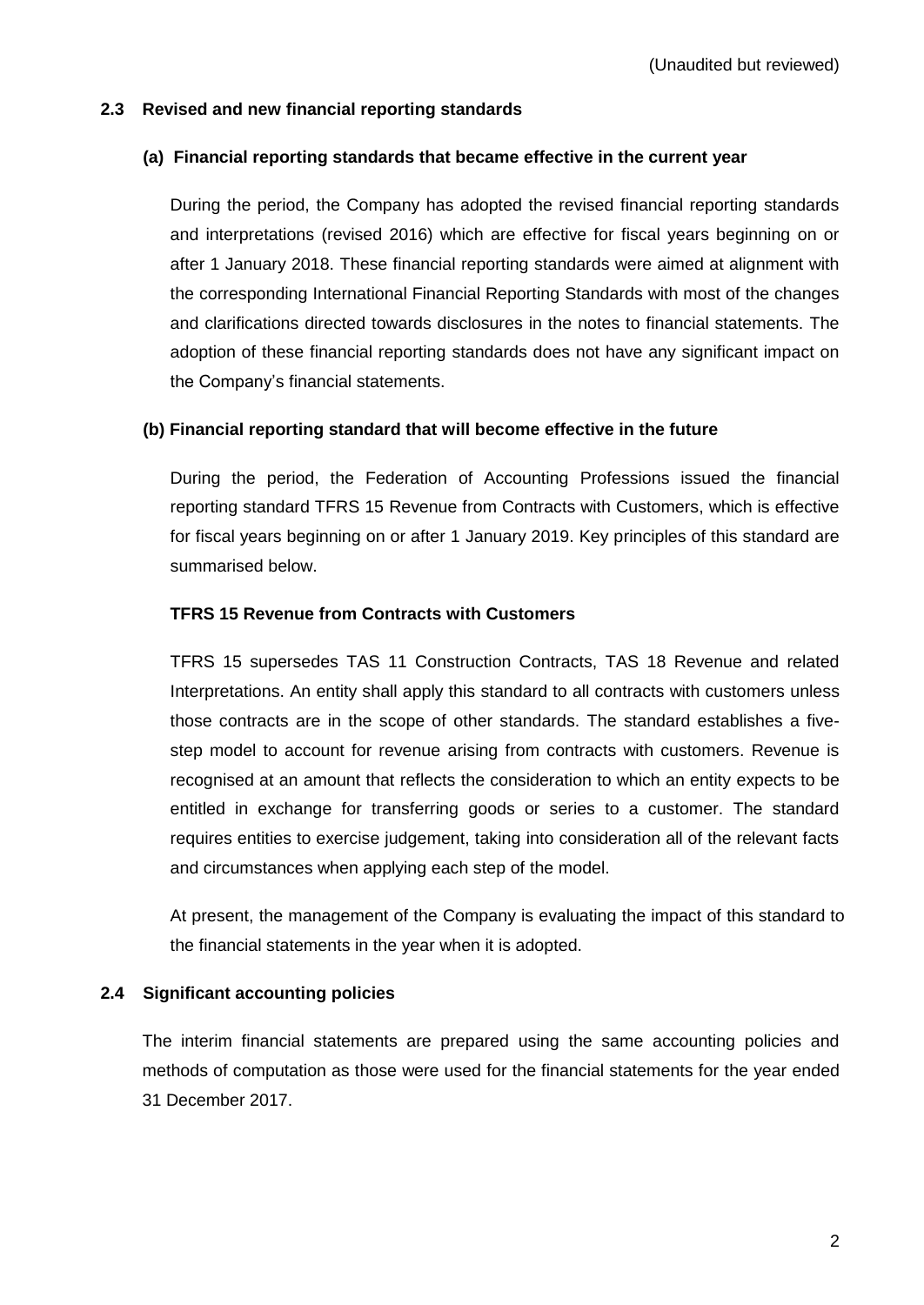(Unaudited but reviewed)

### 2.3 Revised and new financial reporting standards

#### (a) Financial reporting standards that became effective in the current year

During the period, the Company has adopted the revised financial reporting standards and interpretations (revised 2016) which are effective for fiscal years beginning on or after 1 January 2018. These financial reporting standards were aimed at alignment with the corresponding International Financial Reporting Standards with most of the changes and clarifications directed towards disclosures in the notes to financial statements. The adoption of these financial reporting standards does not have any significant impact on the Company's financial statements.

#### (b) Financial reporting standard that will become effective in the future

During the period, the Federation of Accounting Professions issued the financial reporting standard TFRS 15 Revenue from Contracts with Customers, which is effective for fiscal years beginning on or after 1 January 2019. Key principles of this standard are summarised below.

**TFRS 15 Revenue from Contracts with Customers**

TFRS 15 supersedes TAS 11 Construction Contracts, TAS 18 Revenue and related Interpretations. An entity shall apply this standard to all contracts with customers unless those contracts are in the scope of other standards. The standard establishes a five-step model to account for revenue arising from contracts with customers. Revenue is recognised at an amount that reflects the consideration to which an entity expects to be entitled in exchange for transferring goods or series to a customer. The standard requires entities to exercise judgement, taking into consideration all of the relevant facts and circumstances when applying each step of the model.

At present, the management of the Company is evaluating the impact of this standard to the financial statements in the year when it is adopted.

### 2.4 Significant accounting policies

The interim financial statements are prepared using the same accounting policies and methods of computation as those were used for the financial statements for the year ended 31 December 2017.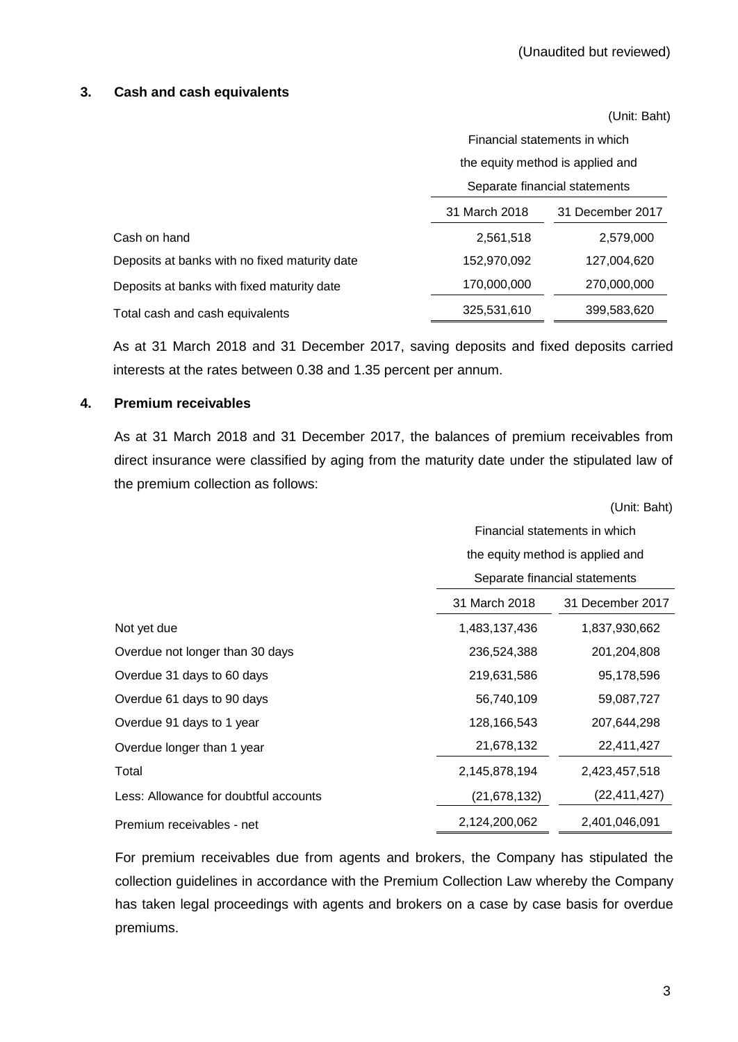(Unaudited but reviewed)

### 3. Cash and cash equivalents

(Unit: Baht)

| | Financial statements in which the equity method is applied and Separate financial statements | |
|---|---|---|
| | 31 March 2018 | 31 December 2017 |
| Cash on hand | 2,561,518 | 2,579,000 |
| Deposits at banks with no fixed maturity date | 152,970,092 | 127,004,620 |
| Deposits at banks with fixed maturity date | 170,000,000 | 270,000,000 |
| Total cash and cash equivalents | 325,531,610 | 399,583,620 |

As at 31 March 2018 and 31 December 2017, saving deposits and fixed deposits carried interests at the rates between 0.38 and 1.35 percent per annum.

### 4. Premium receivables

As at 31 March 2018 and 31 December 2017, the balances of premium receivables from direct insurance were classified by aging from the maturity date under the stipulated law of the premium collection as follows:

(Unit: Baht)

| | Financial statements in which the equity method is applied and Separate financial statements | |
|---|---|---|
| | 31 March 2018 | 31 December 2017 |
| Not yet due | 1,483,137,436 | 1,837,930,662 |
| Overdue not longer than 30 days | 236,524,388 | 201,204,808 |
| Overdue 31 days to 60 days | 219,631,586 | 95,178,596 |
| Overdue 61 days to 90 days | 56,740,109 | 59,087,727 |
| Overdue 91 days to 1 year | 128,166,543 | 207,644,298 |
| Overdue longer than 1 year | 21,678,132 | 22,411,427 |
| Total | 2,145,878,194 | 2,423,457,518 |
| Less: Allowance for doubtful accounts | (21,678,132) | (22,411,427) |
| Premium receivables - net | 2,124,200,062 | 2,401,046,091 |

For premium receivables due from agents and brokers, the Company has stipulated the collection guidelines in accordance with the Premium Collection Law whereby the Company has taken legal proceedings with agents and brokers on a case by case basis for overdue premiums.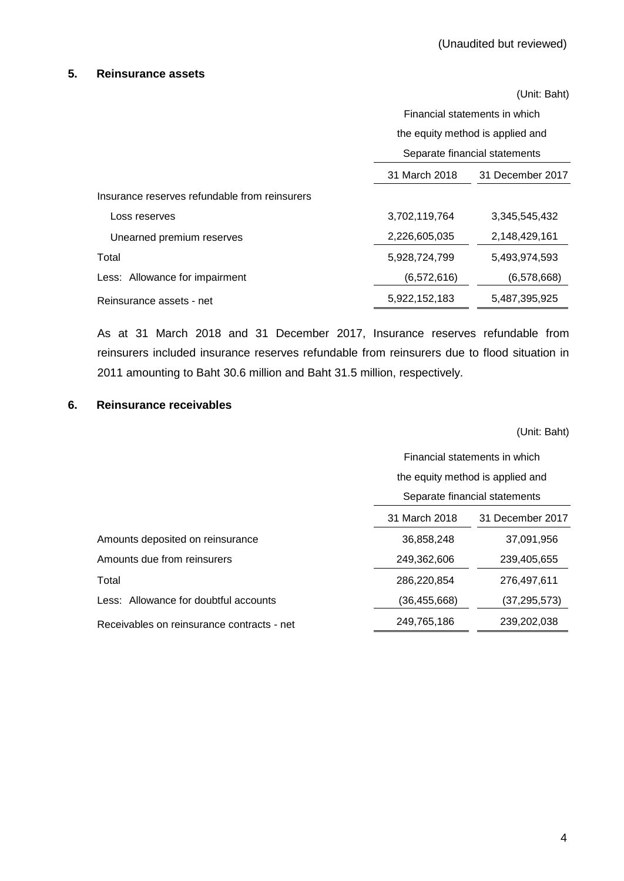(Unaudited but reviewed)

## 5. Reinsurance assets

(Unit: Baht)

| | Financial statements in which the equity method is applied and Separate financial statements | |
|---|---|---|
| | 31 March 2018 | 31 December 2017 |
| Insurance reserves refundable from reinsurers | | |
| Loss reserves | 3,702,119,764 | 3,345,545,432 |
| Unearned premium reserves | 2,226,605,035 | 2,148,429,161 |
| Total | 5,928,724,799 | 5,493,974,593 |
| Less: Allowance for impairment | (6,572,616) | (6,578,668) |
| Reinsurance assets - net | 5,922,152,183 | 5,487,395,925 |

As at 31 March 2018 and 31 December 2017, Insurance reserves refundable from reinsurers included insurance reserves refundable from reinsurers due to flood situation in 2011 amounting to Baht 30.6 million and Baht 31.5 million, respectively.

## 6. Reinsurance receivables

(Unit: Baht)

| | Financial statements in which the equity method is applied and Separate financial statements | |
|---|---|---|
| | 31 March 2018 | 31 December 2017 |
| Amounts deposited on reinsurance | 36,858,248 | 37,091,956 |
| Amounts due from reinsurers | 249,362,606 | 239,405,655 |
| Total | 286,220,854 | 276,497,611 |
| Less: Allowance for doubtful accounts | (36,455,668) | (37,295,573) |
| Receivables on reinsurance contracts - net | 249,765,186 | 239,202,038 |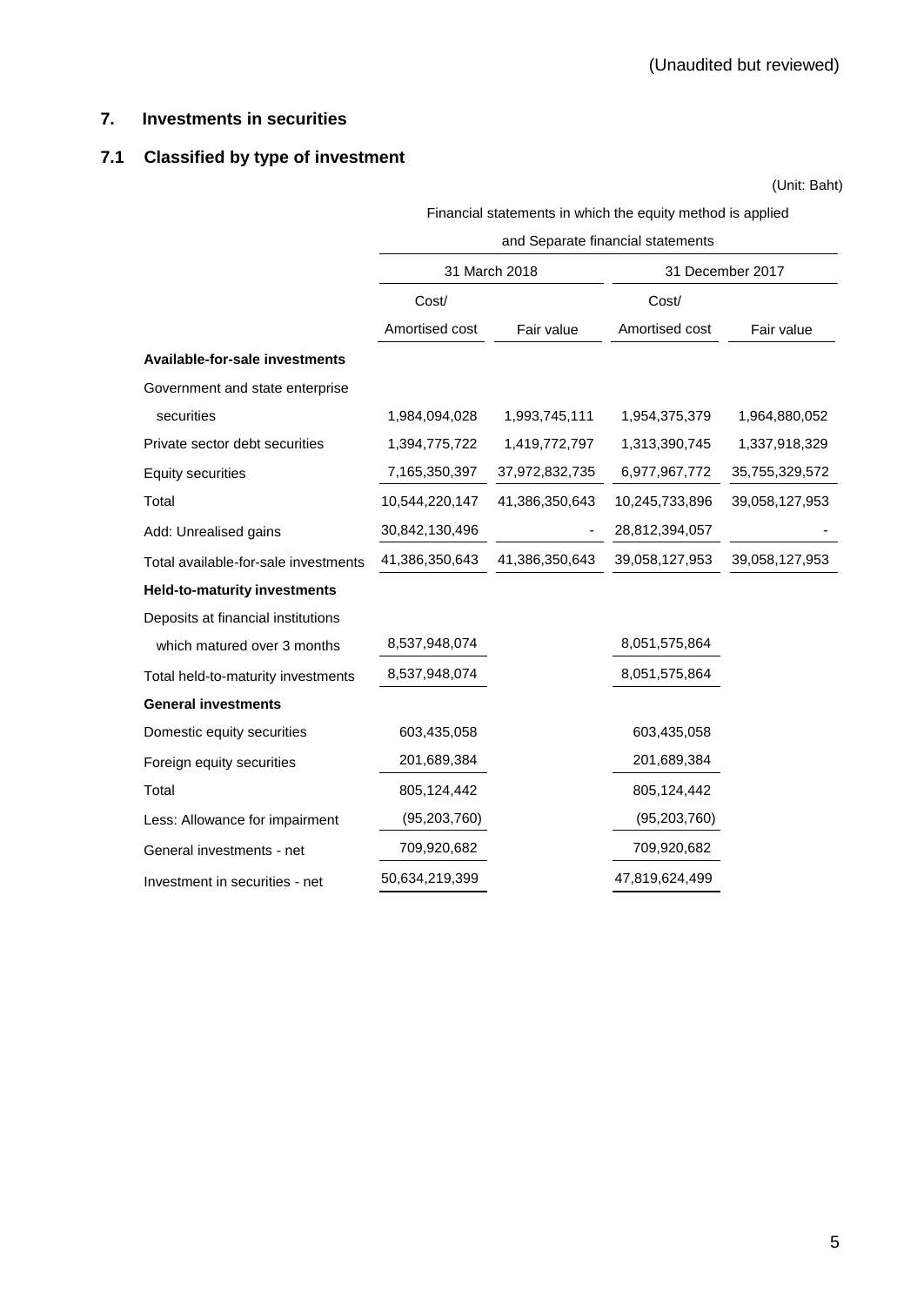(Unaudited but reviewed)

## 7. Investments in securities

### 7.1 Classified by type of investment

(Unit: Baht)

| | Financial statements in which the equity method is applied and Separate financial statements | | | |
|---|---|---|---|---|
| | 31 March 2018 | | 31 December 2017 | |
| | Cost/ Amortised cost | Fair value | Cost/ Amortised cost | Fair value |
| **Available-for-sale investments** | | | | |
| Government and state enterprise securities | 1,984,094,028 | 1,993,745,111 | 1,954,375,379 | 1,964,880,052 |
| Private sector debt securities | 1,394,775,722 | 1,419,772,797 | 1,313,390,745 | 1,337,918,329 |
| Equity securities | 7,165,350,397 | 37,972,832,735 | 6,977,967,772 | 35,755,329,572 |
| Total | 10,544,220,147 | 41,386,350,643 | 10,245,733,896 | 39,058,127,953 |
| Add: Unrealised gains | 30,842,130,496 | - | 28,812,394,057 | - |
| Total available-for-sale investments | 41,386,350,643 | 41,386,350,643 | 39,058,127,953 | 39,058,127,953 |
| **Held-to-maturity investments** | | | | |
| Deposits at financial institutions which matured over 3 months | 8,537,948,074 | | 8,051,575,864 | |
| Total held-to-maturity investments | 8,537,948,074 | | 8,051,575,864 | |
| **General investments** | | | | |
| Domestic equity securities | 603,435,058 | | 603,435,058 | |
| Foreign equity securities | 201,689,384 | | 201,689,384 | |
| Total | 805,124,442 | | 805,124,442 | |
| Less: Allowance for impairment | (95,203,760) | | (95,203,760) | |
| General investments - net | 709,920,682 | | 709,920,682 | |
| Investment in securities - net | 50,634,219,399 | | 47,819,624,499 | |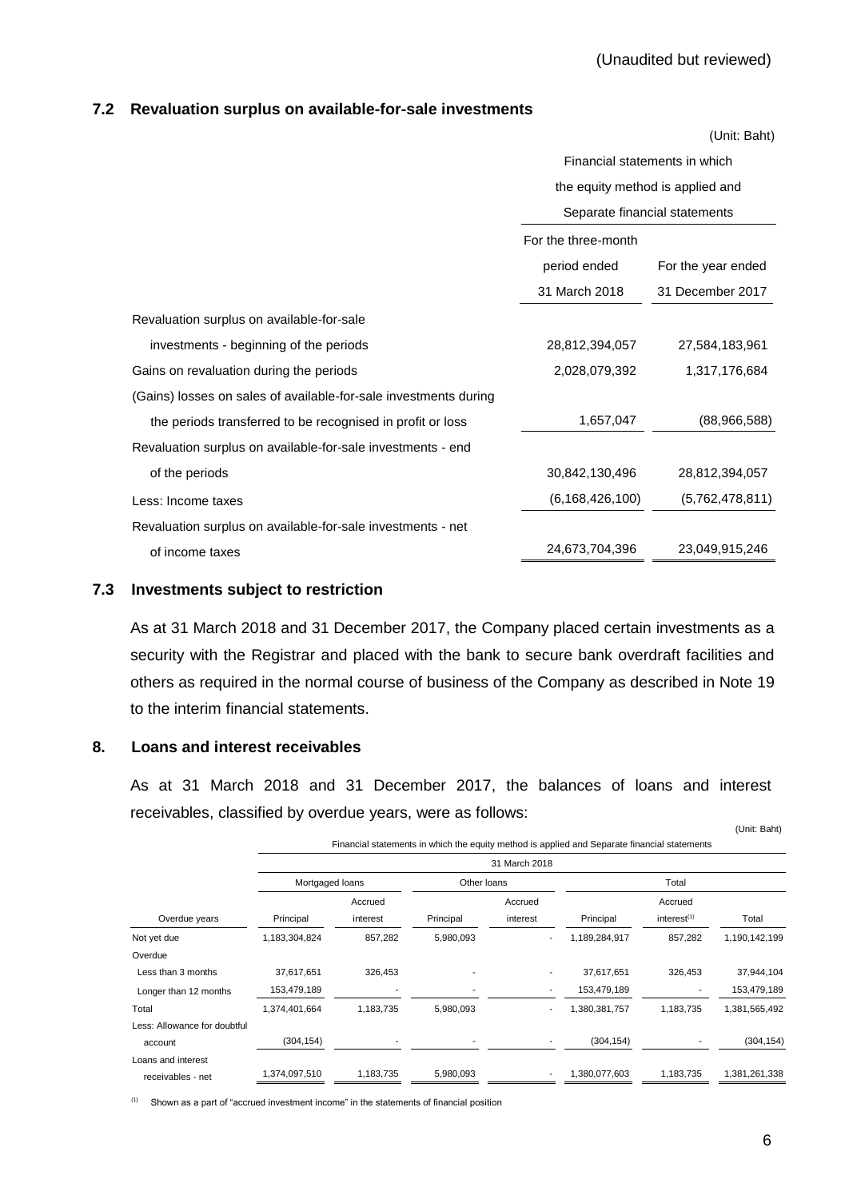(Unaudited but reviewed)

### 7.2 Revaluation surplus on available-for-sale investments

(Unit: Baht)

| | Financial statements in which the equity method is applied and Separate financial statements | |
|---|---|---|
| | For the three-month period ended 31 March 2018 | For the year ended 31 December 2017 |
| Revaluation surplus on available-for-sale investments - beginning of the periods | 28,812,394,057 | 27,584,183,961 |
| Gains on revaluation during the periods | 2,028,079,392 | 1,317,176,684 |
| (Gains) losses on sales of available-for-sale investments during the periods transferred to be recognised in profit or loss | 1,657,047 | (88,966,588) |
| Revaluation surplus on available-for-sale investments - end of the periods | 30,842,130,496 | 28,812,394,057 |
| Less: Income taxes | (6,168,426,100) | (5,762,478,811) |
| Revaluation surplus on available-for-sale investments - net of income taxes | 24,673,704,396 | 23,049,915,246 |

### 7.3 Investments subject to restriction

As at 31 March 2018 and 31 December 2017, the Company placed certain investments as a security with the Registrar and placed with the bank to secure bank overdraft facilities and others as required in the normal course of business of the Company as described in Note 19 to the interim financial statements.

## 8. Loans and interest receivables

As at 31 March 2018 and 31 December 2017, the balances of loans and interest receivables, classified by overdue years, were as follows:

(Unit: Baht)

| | Financial statements in which the equity method is applied and Separate financial statements | | | | | | |
|---|---|---|---|---|---|---|---|
| | 31 March 2018 | | | | | | |
| | Mortgaged loans | | Other loans | | Total | | |
| Overdue years | Principal | Accrued interest | Principal | Accrued interest | Principal | Accrued interest[(1)] | Total |
| Not yet due | 1,183,304,824 | 857,282 | 5,980,093 | - | 1,189,284,917 | 857,282 | 1,190,142,199 |
| Overdue | | | | | | | |
| Less than 3 months | 37,617,651 | 326,453 | - | - | 37,617,651 | 326,453 | 37,944,104 |
| Longer than 12 months | 153,479,189 | - | - | - | 153,479,189 | - | 153,479,189 |
| Total | 1,374,401,664 | 1,183,735 | 5,980,093 | - | 1,380,381,757 | 1,183,735 | 1,381,565,492 |
| Less: Allowance for doubtful account | (304,154) | - | - | - | (304,154) | - | (304,154) |
| Loans and interest receivables - net | 1,374,097,510 | 1,183,735 | 5,980,093 | - | 1,380,077,603 | 1,183,735 | 1,381,261,338 |

(1) Shown as a part of "accrued investment income" in the statements of financial position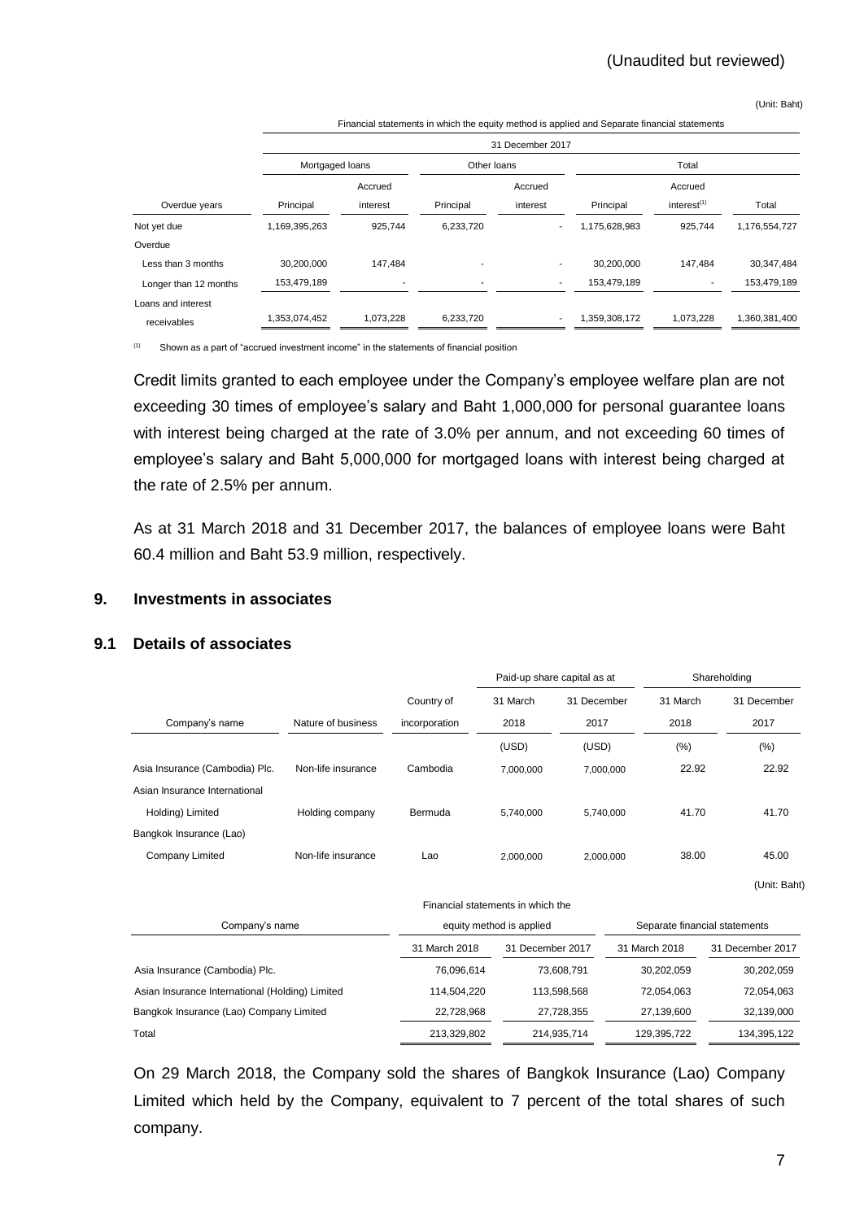(Unaudited but reviewed)

(Unit: Baht)

| | Financial statements in which the equity method is applied and Separate financial statements | | | | | | |
|---|---|---|---|---|---|---|---|
| | 31 December 2017 | | | | | | |
| | Mortgaged loans | | Other loans | | Total | | |
| Overdue years | Principal | Accrued interest | Principal | Accrued interest | Principal | Accrued interest[(1)] | Total |
| Not yet due | 1,169,395,263 | 925,744 | 6,233,720 | - | 1,175,628,983 | 925,744 | 1,176,554,727 |
| Overdue | | | | | | | |
| Less than 3 months | 30,200,000 | 147,484 | - | - | 30,200,000 | 147,484 | 30,347,484 |
| Longer than 12 months | 153,479,189 | - | - | - | 153,479,189 | - | 153,479,189 |
| Loans and interest receivables | 1,353,074,452 | 1,073,228 | 6,233,720 | - | 1,359,308,172 | 1,073,228 | 1,360,381,400 |

(1) Shown as a part of "accrued investment income" in the statements of financial position

Credit limits granted to each employee under the Company's employee welfare plan are not exceeding 30 times of employee's salary and Baht 1,000,000 for personal guarantee loans with interest being charged at the rate of 3.0% per annum, and not exceeding 60 times of employee's salary and Baht 5,000,000 for mortgaged loans with interest being charged at the rate of 2.5% per annum.

As at 31 March 2018 and 31 December 2017, the balances of employee loans were Baht 60.4 million and Baht 53.9 million, respectively.

## 9. Investments in associates

### 9.1 Details of associates

| Company's name | Nature of business | Country of incorporation | Paid-up share capital as at 31 March 2018 | Paid-up share capital as at 31 December 2017 | Shareholding 31 March 2018 | Shareholding 31 December 2017 |
|---|---|---|---|---|---|---|
| | | | (USD) | (USD) | (%) | (%) |
| Asia Insurance (Cambodia) Plc. | Non-life insurance | Cambodia | 7,000,000 | 7,000,000 | 22.92 | 22.92 |
| Asian Insurance International Holding) Limited | Holding company | Bermuda | 5,740,000 | 5,740,000 | 41.70 | 41.70 |
| Bangkok Insurance (Lao) Company Limited | Non-life insurance | Lao | 2,000,000 | 2,000,000 | 38.00 | 45.00 |

(Unit: Baht)

| Company's name | Financial statements in which the equity method is applied | | Separate financial statements | |
|---|---|---|---|---|
| | 31 March 2018 | 31 December 2017 | 31 March 2018 | 31 December 2017 |
| Asia Insurance (Cambodia) Plc. | 76,096,614 | 73,608,791 | 30,202,059 | 30,202,059 |
| Asian Insurance International (Holding) Limited | 114,504,220 | 113,598,568 | 72,054,063 | 72,054,063 |
| Bangkok Insurance (Lao) Company Limited | 22,728,968 | 27,728,355 | 27,139,600 | 32,139,000 |
| Total | 213,329,802 | 214,935,714 | 129,395,722 | 134,395,122 |

On 29 March 2018, the Company sold the shares of Bangkok Insurance (Lao) Company Limited which held by the Company, equivalent to 7 percent of the total shares of such company.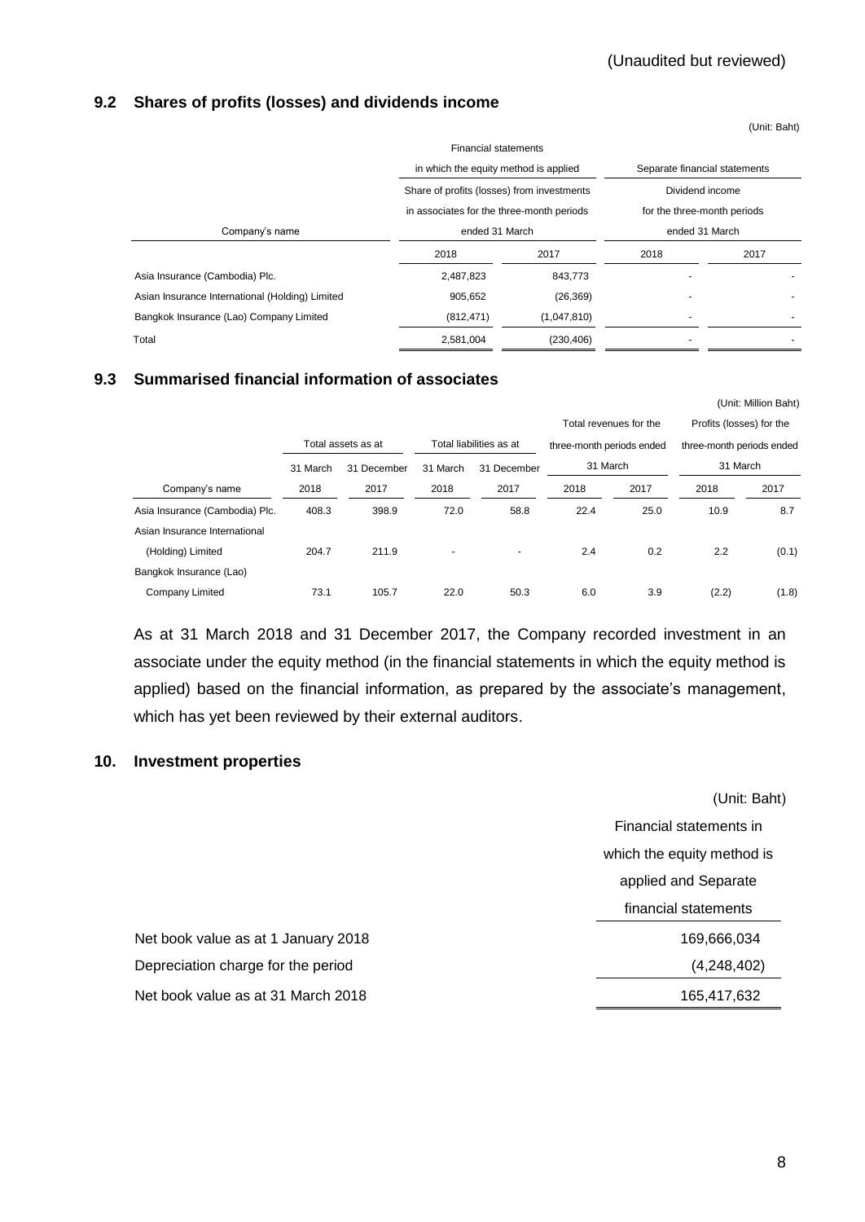(Unaudited but reviewed)

### 9.2 Shares of profits (losses) and dividends income

(Unit: Baht)

| Company's name | Financial statements in which the equity method is applied — Share of profits (losses) from investments in associates for the three-month periods ended 31 March | | Separate financial statements — Dividend income for the three-month periods ended 31 March | |
|---|---|---|---|---|
| | 2018 | 2017 | 2018 | 2017 |
| Asia Insurance (Cambodia) Plc. | 2,487,823 | 843,773 | - | - |
| Asian Insurance International (Holding) Limited | 905,652 | (26,369) | - | - |
| Bangkok Insurance (Lao) Company Limited | (812,471) | (1,047,810) | - | - |
| Total | 2,581,004 | (230,406) | - | - |

### 9.3 Summarised financial information of associates

(Unit: Million Baht)

| Company's name | Total assets as at | | Total liabilities as at | | Total revenues for the three-month periods ended 31 March | | Profits (losses) for the three-month periods ended 31 March | |
|---|---|---|---|---|---|---|---|---|
| | 31 March 2018 | 31 December 2017 | 31 March 2018 | 31 December 2017 | 2018 | 2017 | 2018 | 2017 |
| Asia Insurance (Cambodia) Plc. | 408.3 | 398.9 | 72.0 | 58.8 | 22.4 | 25.0 | 10.9 | 8.7 |
| Asian Insurance International (Holding) Limited | 204.7 | 211.9 | - | - | 2.4 | 0.2 | 2.2 | (0.1) |
| Bangkok Insurance (Lao) Company Limited | 73.1 | 105.7 | 22.0 | 50.3 | 6.0 | 3.9 | (2.2) | (1.8) |

As at 31 March 2018 and 31 December 2017, the Company recorded investment in an associate under the equity method (in the financial statements in which the equity method is applied) based on the financial information, as prepared by the associate's management, which has yet been reviewed by their external auditors.

## 10. Investment properties

(Unit: Baht)

| | Financial statements in which the equity method is applied and Separate financial statements |
|---|---|
| Net book value as at 1 January 2018 | 169,666,034 |
| Depreciation charge for the period | (4,248,402) |
| Net book value as at 31 March 2018 | 165,417,632 |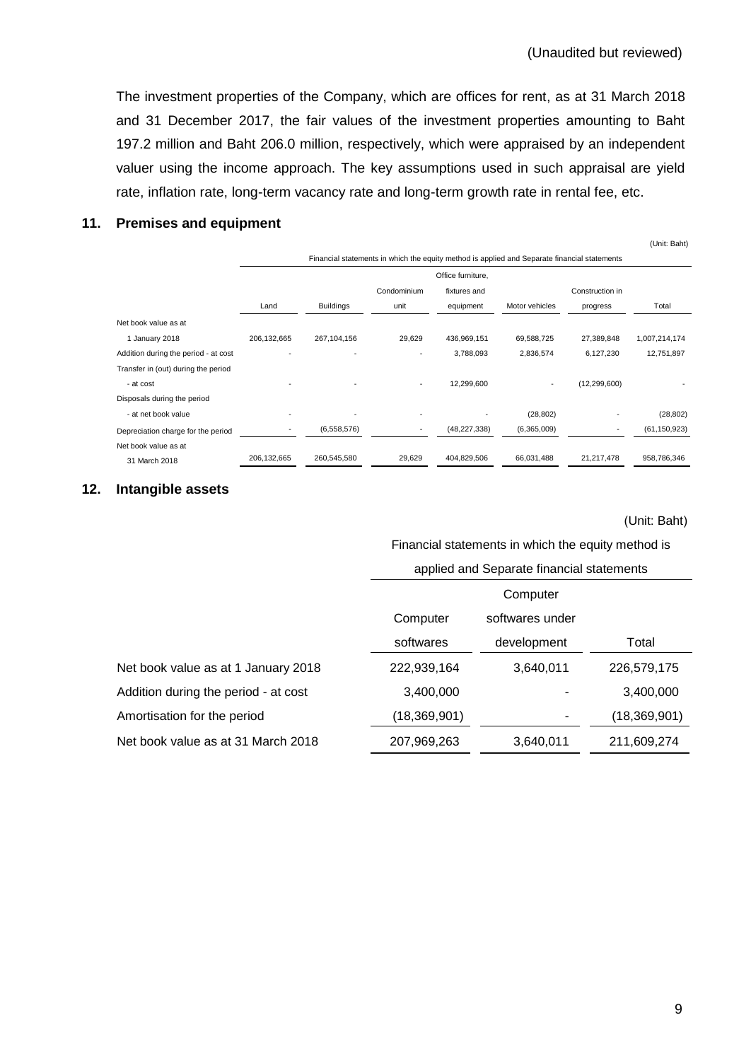(Unaudited but reviewed)

The investment properties of the Company, which are offices for rent, as at 31 March 2018 and 31 December 2017, the fair values of the investment properties amounting to Baht 197.2 million and Baht 206.0 million, respectively, which were appraised by an independent valuer using the income approach. The key assumptions used in such appraisal are yield rate, inflation rate, long-term vacancy rate and long-term growth rate in rental fee, etc.

## 11. Premises and equipment

(Unit: Baht)

| | Financial statements in which the equity method is applied and Separate financial statements | | | | | | |
|---|---|---|---|---|---|---|---|
| | Land | Buildings | Condominium unit | Office furniture, fixtures and equipment | Motor vehicles | Construction in progress | Total |
| Net book value as at 1 January 2018 | 206,132,665 | 267,104,156 | 29,629 | 436,969,151 | 69,588,725 | 27,389,848 | 1,007,214,174 |
| Addition during the period - at cost | - | - | - | 3,788,093 | 2,836,574 | 6,127,230 | 12,751,897 |
| Transfer in (out) during the period - at cost | - | - | - | 12,299,600 | - | (12,299,600) | - |
| Disposals during the period - at net book value | - | - | - | - | (28,802) | - | (28,802) |
| Depreciation charge for the period | - | (6,558,576) | - | (48,227,338) | (6,365,009) | - | (61,150,923) |
| Net book value as at 31 March 2018 | 206,132,665 | 260,545,580 | 29,629 | 404,829,506 | 66,031,488 | 21,217,478 | 958,786,346 |

## 12. Intangible assets

(Unit: Baht)

| | Financial statements in which the equity method is applied and Separate financial statements | | |
|---|---|---|---|
| | Computer softwares | Computer softwares under development | Total |
| Net book value as at 1 January 2018 | 222,939,164 | 3,640,011 | 226,579,175 |
| Addition during the period - at cost | 3,400,000 | - | 3,400,000 |
| Amortisation for the period | (18,369,901) | - | (18,369,901) |
| Net book value as at 31 March 2018 | 207,969,263 | 3,640,011 | 211,609,274 |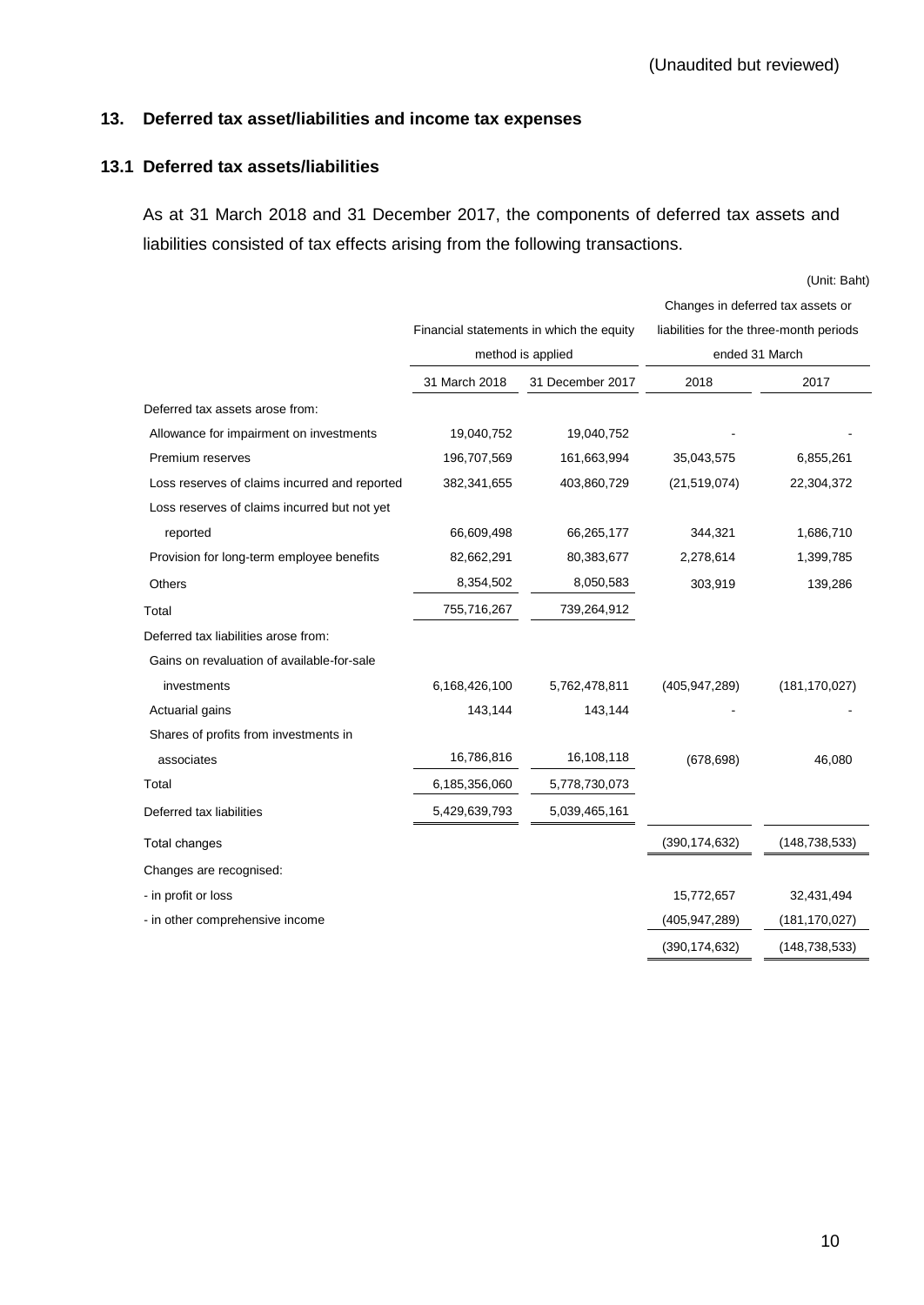(Unaudited but reviewed)

## 13. Deferred tax asset/liabilities and income tax expenses

### 13.1 Deferred tax assets/liabilities

As at 31 March 2018 and 31 December 2017, the components of deferred tax assets and liabilities consisted of tax effects arising from the following transactions.

(Unit: Baht)

| | Financial statements in which the equity method is applied | | Changes in deferred tax assets or liabilities for the three-month periods ended 31 March | |
|---|---|---|---|---|
| | 31 March 2018 | 31 December 2017 | 2018 | 2017 |
| Deferred tax assets arose from: | | | | |
| Allowance for impairment on investments | 19,040,752 | 19,040,752 | - | - |
| Premium reserves | 196,707,569 | 161,663,994 | 35,043,575 | 6,855,261 |
| Loss reserves of claims incurred and reported | 382,341,655 | 403,860,729 | (21,519,074) | 22,304,372 |
| Loss reserves of claims incurred but not yet reported | 66,609,498 | 66,265,177 | 344,321 | 1,686,710 |
| Provision for long-term employee benefits | 82,662,291 | 80,383,677 | 2,278,614 | 1,399,785 |
| Others | 8,354,502 | 8,050,583 | 303,919 | 139,286 |
| Total | 755,716,267 | 739,264,912 | | |
| Deferred tax liabilities arose from: | | | | |
| Gains on revaluation of available-for-sale investments | 6,168,426,100 | 5,762,478,811 | (405,947,289) | (181,170,027) |
| Actuarial gains | 143,144 | 143,144 | - | - |
| Shares of profits from investments in associates | 16,786,816 | 16,108,118 | (678,698) | 46,080 |
| Total | 6,185,356,060 | 5,778,730,073 | | |
| Deferred tax liabilities | 5,429,639,793 | 5,039,465,161 | | |
| Total changes | | | (390,174,632) | (148,738,533) |
| Changes are recognised: | | | | |
| - in profit or loss | | | 15,772,657 | 32,431,494 |
| - in other comprehensive income | | | (405,947,289) | (181,170,027) |
| | | | (390,174,632) | (148,738,533) |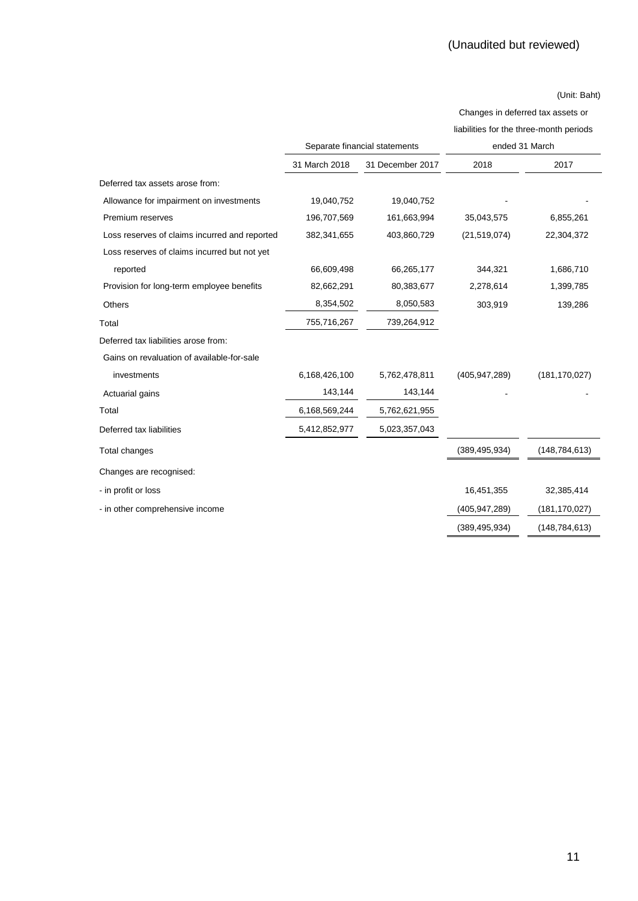(Unaudited but reviewed)

(Unit: Baht)

| | Separate financial statements | | Changes in deferred tax assets or liabilities for the three-month periods ended 31 March | |
|---|---|---|---|---|
| | 31 March 2018 | 31 December 2017 | 2018 | 2017 |
| Deferred tax assets arose from: | | | | |
| Allowance for impairment on investments | 19,040,752 | 19,040,752 | - | - |
| Premium reserves | 196,707,569 | 161,663,994 | 35,043,575 | 6,855,261 |
| Loss reserves of claims incurred and reported | 382,341,655 | 403,860,729 | (21,519,074) | 22,304,372 |
| Loss reserves of claims incurred but not yet reported | 66,609,498 | 66,265,177 | 344,321 | 1,686,710 |
| Provision for long-term employee benefits | 82,662,291 | 80,383,677 | 2,278,614 | 1,399,785 |
| Others | 8,354,502 | 8,050,583 | 303,919 | 139,286 |
| Total | 755,716,267 | 739,264,912 | | |
| Deferred tax liabilities arose from: | | | | |
| Gains on revaluation of available-for-sale investments | 6,168,426,100 | 5,762,478,811 | (405,947,289) | (181,170,027) |
| Actuarial gains | 143,144 | 143,144 | - | - |
| Total | 6,168,569,244 | 5,762,621,955 | | |
| Deferred tax liabilities | 5,412,852,977 | 5,023,357,043 | | |
| Total changes | | | (389,495,934) | (148,784,613) |
| Changes are recognised: | | | | |
| - in profit or loss | | | 16,451,355 | 32,385,414 |
| - in other comprehensive income | | | (405,947,289) | (181,170,027) |
| | | | (389,495,934) | (148,784,613) |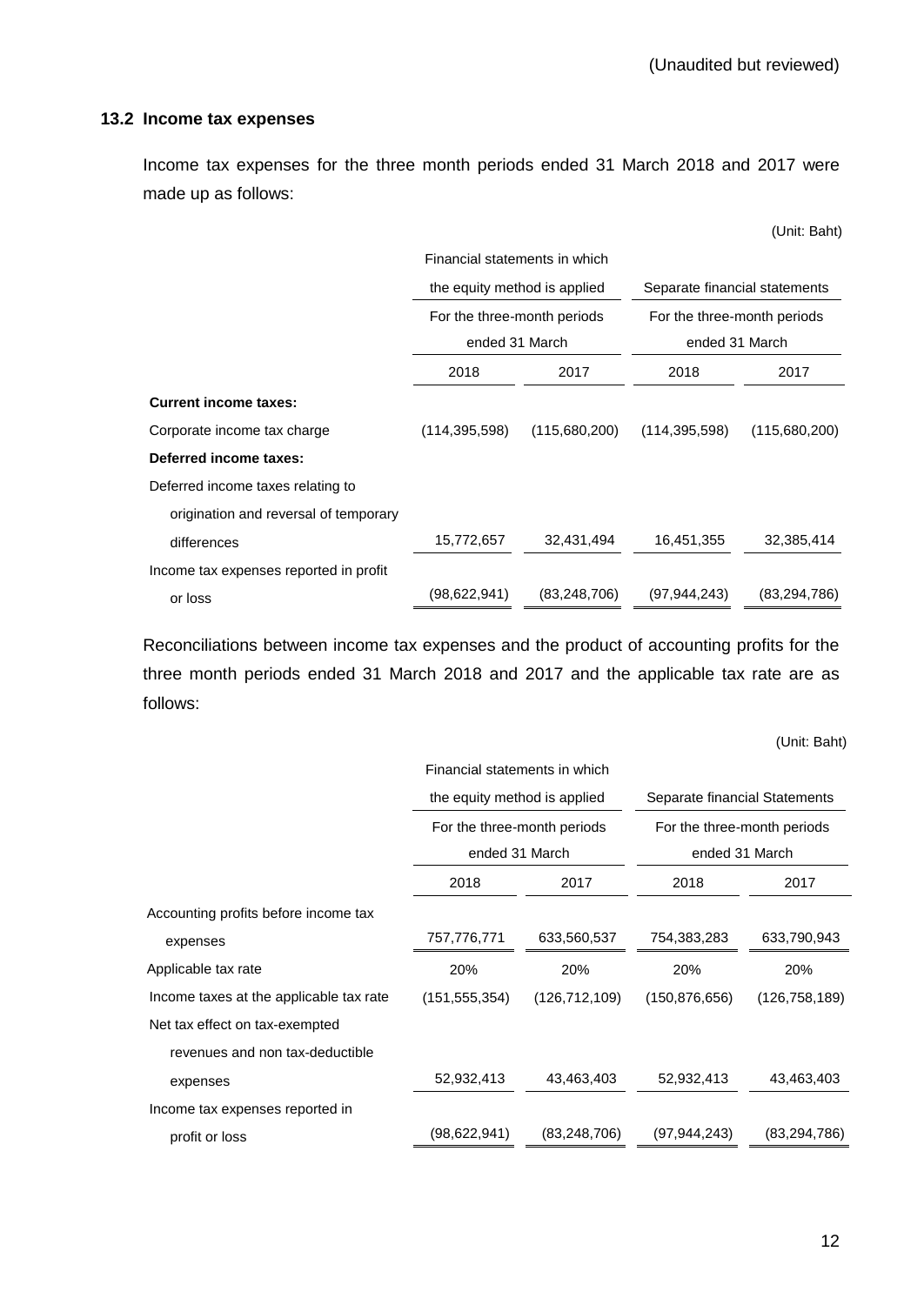(Unaudited but reviewed)

### 13.2 Income tax expenses

Income tax expenses for the three month periods ended 31 March 2018 and 2017 were made up as follows:

(Unit: Baht)

| | Financial statements in which the equity method is applied | | Separate financial statements | |
|---|---|---|---|---|
| | For the three-month periods ended 31 March | | For the three-month periods ended 31 March | |
| | 2018 | 2017 | 2018 | 2017 |
| **Current income taxes:** | | | | |
| Corporate income tax charge | (114,395,598) | (115,680,200) | (114,395,598) | (115,680,200) |
| **Deferred income taxes:** | | | | |
| Deferred income taxes relating to origination and reversal of temporary differences | 15,772,657 | 32,431,494 | 16,451,355 | 32,385,414 |
| Income tax expenses reported in profit or loss | (98,622,941) | (83,248,706) | (97,944,243) | (83,294,786) |

Reconciliations between income tax expenses and the product of accounting profits for the three month periods ended 31 March 2018 and 2017 and the applicable tax rate are as follows:

(Unit: Baht)

| | Financial statements in which the equity method is applied | | Separate financial Statements | |
|---|---|---|---|---|
| | For the three-month periods ended 31 March | | For the three-month periods ended 31 March | |
| | 2018 | 2017 | 2018 | 2017 |
| Accounting profits before income tax expenses | 757,776,771 | 633,560,537 | 754,383,283 | 633,790,943 |
| Applicable tax rate | 20% | 20% | 20% | 20% |
| Income taxes at the applicable tax rate | (151,555,354) | (126,712,109) | (150,876,656) | (126,758,189) |
| Net tax effect on tax-exempted revenues and non tax-deductible expenses | 52,932,413 | 43,463,403 | 52,932,413 | 43,463,403 |
| Income tax expenses reported in profit or loss | (98,622,941) | (83,248,706) | (97,944,243) | (83,294,786) |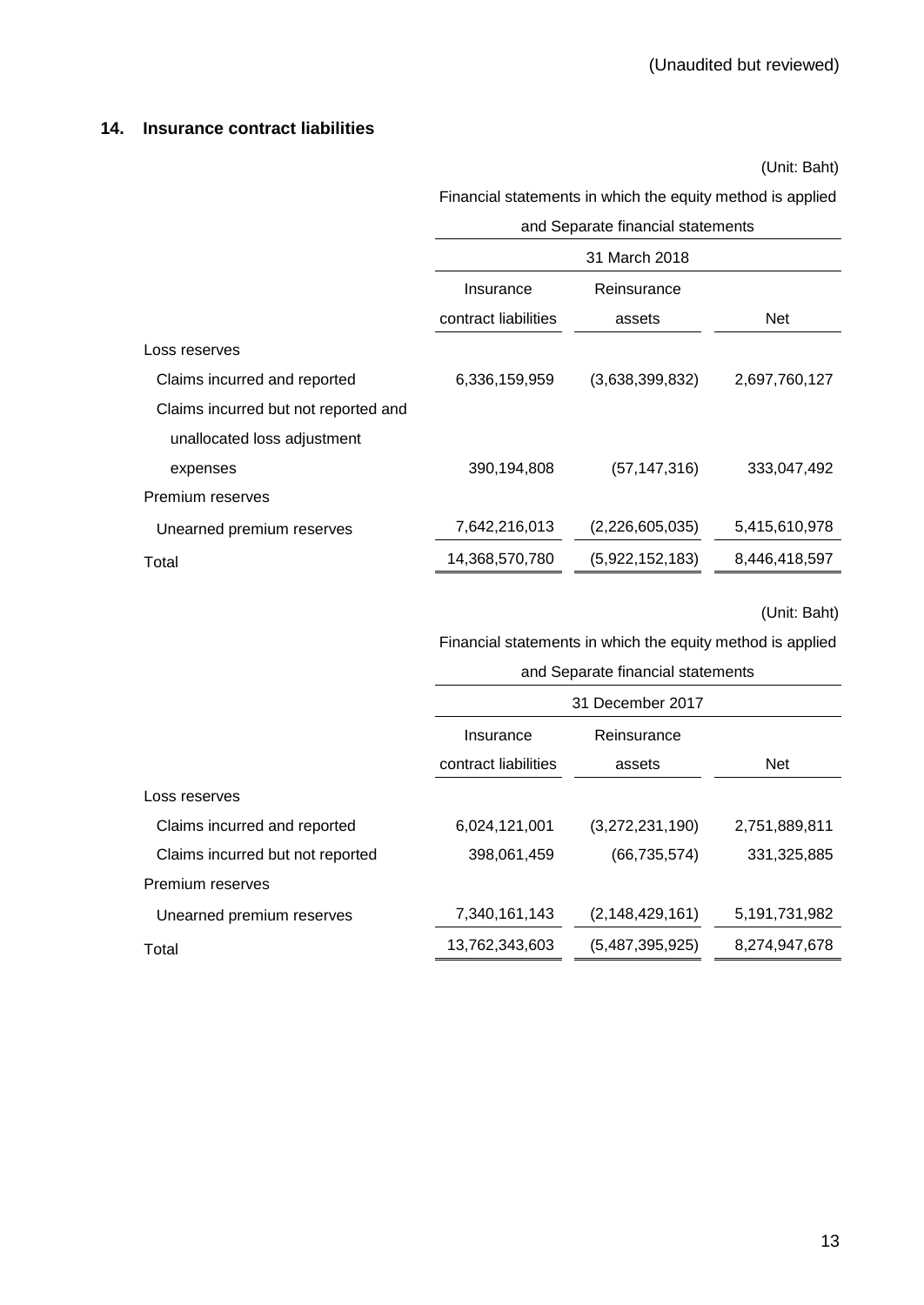(Unaudited but reviewed)

## 14. Insurance contract liabilities

(Unit: Baht)

| | Financial statements in which the equity method is applied and Separate financial statements | | |
|---|---|---|---|
| | 31 March 2018 | | |
| | Insurance contract liabilities | Reinsurance assets | Net |
| Loss reserves | | | |
| Claims incurred and reported | 6,336,159,959 | (3,638,399,832) | 2,697,760,127 |
| Claims incurred but not reported and unallocated loss adjustment expenses | 390,194,808 | (57,147,316) | 333,047,492 |
| Premium reserves | | | |
| Unearned premium reserves | 7,642,216,013 | (2,226,605,035) | 5,415,610,978 |
| Total | 14,368,570,780 | (5,922,152,183) | 8,446,418,597 |

(Unit: Baht)

| | Financial statements in which the equity method is applied and Separate financial statements | | |
|---|---|---|---|
| | 31 December 2017 | | |
| | Insurance contract liabilities | Reinsurance assets | Net |
| Loss reserves | | | |
| Claims incurred and reported | 6,024,121,001 | (3,272,231,190) | 2,751,889,811 |
| Claims incurred but not reported | 398,061,459 | (66,735,574) | 331,325,885 |
| Premium reserves | | | |
| Unearned premium reserves | 7,340,161,143 | (2,148,429,161) | 5,191,731,982 |
| Total | 13,762,343,603 | (5,487,395,925) | 8,274,947,678 |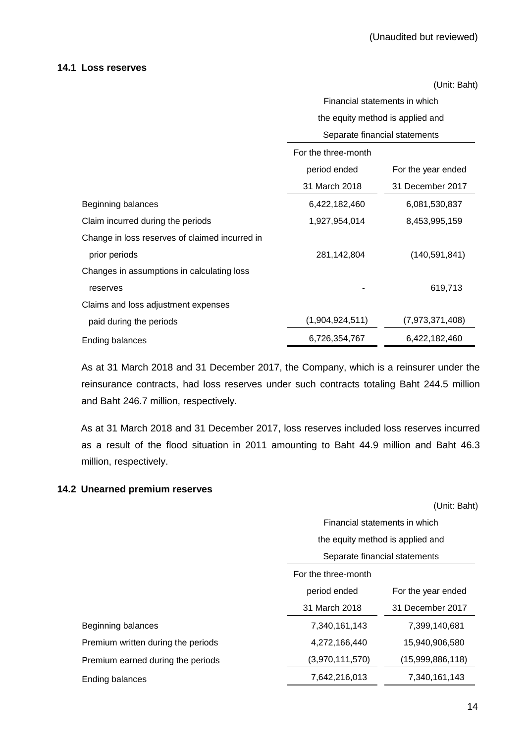(Unaudited but reviewed)

### 14.1 Loss reserves

(Unit: Baht)

| | Financial statements in which the equity method is applied and Separate financial statements | |
|---|---|---|
| | For the three-month period ended 31 March 2018 | For the year ended 31 December 2017 |
| Beginning balances | 6,422,182,460 | 6,081,530,837 |
| Claim incurred during the periods | 1,927,954,014 | 8,453,995,159 |
| Change in loss reserves of claimed incurred in prior periods | 281,142,804 | (140,591,841) |
| Changes in assumptions in calculating loss reserves | - | 619,713 |
| Claims and loss adjustment expenses paid during the periods | (1,904,924,511) | (7,973,371,408) |
| Ending balances | 6,726,354,767 | 6,422,182,460 |

As at 31 March 2018 and 31 December 2017, the Company, which is a reinsurer under the reinsurance contracts, had loss reserves under such contracts totaling Baht 244.5 million and Baht 246.7 million, respectively.

As at 31 March 2018 and 31 December 2017, loss reserves included loss reserves incurred as a result of the flood situation in 2011 amounting to Baht 44.9 million and Baht 46.3 million, respectively.

### 14.2 Unearned premium reserves

(Unit: Baht)

| | Financial statements in which the equity method is applied and Separate financial statements | |
|---|---|---|
| | For the three-month period ended 31 March 2018 | For the year ended 31 December 2017 |
| Beginning balances | 7,340,161,143 | 7,399,140,681 |
| Premium written during the periods | 4,272,166,440 | 15,940,906,580 |
| Premium earned during the periods | (3,970,111,570) | (15,999,886,118) |
| Ending balances | 7,642,216,013 | 7,340,161,143 |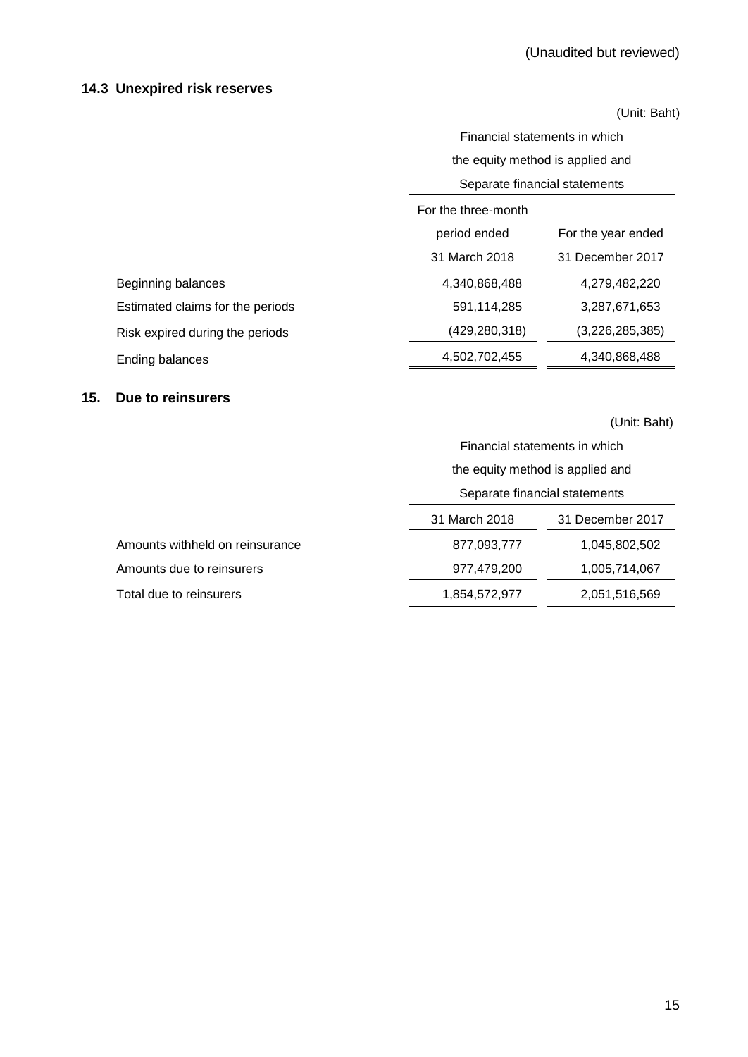(Unaudited but reviewed)

### 14.3 Unexpired risk reserves

(Unit: Baht)

| | Financial statements in which the equity method is applied and Separate financial statements | |
|---|---|---|
| | For the three-month period ended 31 March 2018 | For the year ended 31 December 2017 |
| Beginning balances | 4,340,868,488 | 4,279,482,220 |
| Estimated claims for the periods | 591,114,285 | 3,287,671,653 |
| Risk expired during the periods | (429,280,318) | (3,226,285,385) |
| Ending balances | 4,502,702,455 | 4,340,868,488 |

## 15. Due to reinsurers

(Unit: Baht)

| | Financial statements in which the equity method is applied and Separate financial statements | |
|---|---|---|
| | 31 March 2018 | 31 December 2017 |
| Amounts withheld on reinsurance | 877,093,777 | 1,045,802,502 |
| Amounts due to reinsurers | 977,479,200 | 1,005,714,067 |
| Total due to reinsurers | 1,854,572,977 | 2,051,516,569 |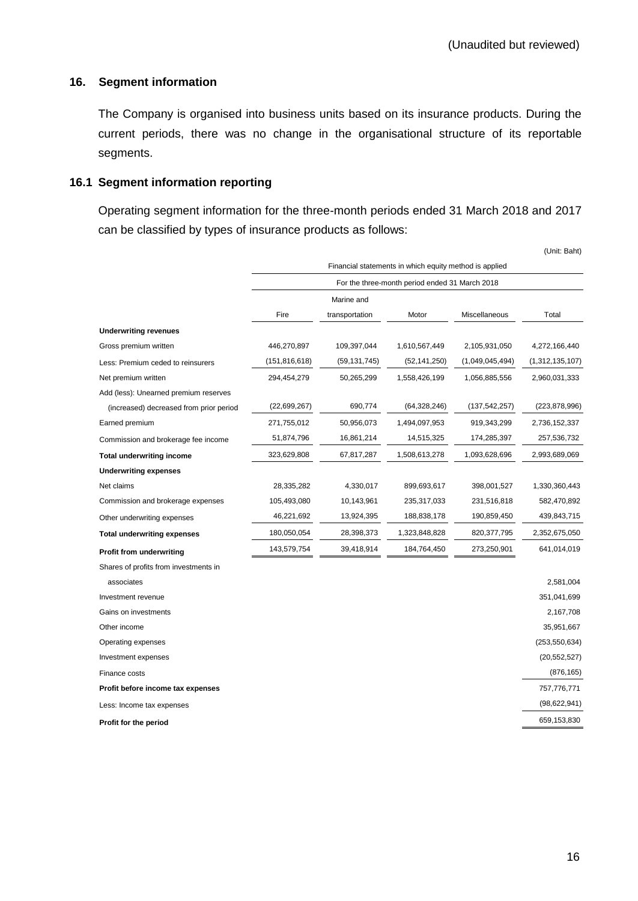(Unaudited but reviewed)

## 16. Segment information

The Company is organised into business units based on its insurance products. During the current periods, there was no change in the organisational structure of its reportable segments.

### 16.1 Segment information reporting

Operating segment information for the three-month periods ended 31 March 2018 and 2017 can be classified by types of insurance products as follows:

(Unit: Baht)

| | Financial statements in which equity method is applied | | | | |
|---|---|---|---|---|---|
| | For the three-month period ended 31 March 2018 | | | | |
| | Fire | Marine and transportation | Motor | Miscellaneous | Total |
| **Underwriting revenues** | | | | | |
| Gross premium written | 446,270,897 | 109,397,044 | 1,610,567,449 | 2,105,931,050 | 4,272,166,440 |
| Less: Premium ceded to reinsurers | (151,816,618) | (59,131,745) | (52,141,250) | (1,049,045,494) | (1,312,135,107) |
| Net premium written | 294,454,279 | 50,265,299 | 1,558,426,199 | 1,056,885,556 | 2,960,031,333 |
| Add (less): Unearned premium reserves | | | | | |
| (increased) decreased from prior period | (22,699,267) | 690,774 | (64,328,246) | (137,542,257) | (223,878,996) |
| Earned premium | 271,755,012 | 50,956,073 | 1,494,097,953 | 919,343,299 | 2,736,152,337 |
| Commission and brokerage fee income | 51,874,796 | 16,861,214 | 14,515,325 | 174,285,397 | 257,536,732 |
| **Total underwriting income** | 323,629,808 | 67,817,287 | 1,508,613,278 | 1,093,628,696 | 2,993,689,069 |
| **Underwriting expenses** | | | | | |
| Net claims | 28,335,282 | 4,330,017 | 899,693,617 | 398,001,527 | 1,330,360,443 |
| Commission and brokerage expenses | 105,493,080 | 10,143,961 | 235,317,033 | 231,516,818 | 582,470,892 |
| Other underwriting expenses | 46,221,692 | 13,924,395 | 188,838,178 | 190,859,450 | 439,843,715 |
| **Total underwriting expenses** | 180,050,054 | 28,398,373 | 1,323,848,828 | 820,377,795 | 2,352,675,050 |
| **Profit from underwriting** | 143,579,754 | 39,418,914 | 184,764,450 | 273,250,901 | 641,014,019 |
| Shares of profits from investments in | | | | | |
| associates | | | | | 2,581,004 |
| Investment revenue | | | | | 351,041,699 |
| Gains on investments | | | | | 2,167,708 |
| Other income | | | | | 35,951,667 |
| Operating expenses | | | | | (253,550,634) |
| Investment expenses | | | | | (20,552,527) |
| Finance costs | | | | | (876,165) |
| **Profit before income tax expenses** | | | | | 757,776,771 |
| Less: Income tax expenses | | | | | (98,622,941) |
| **Profit for the period** | | | | | 659,153,830 |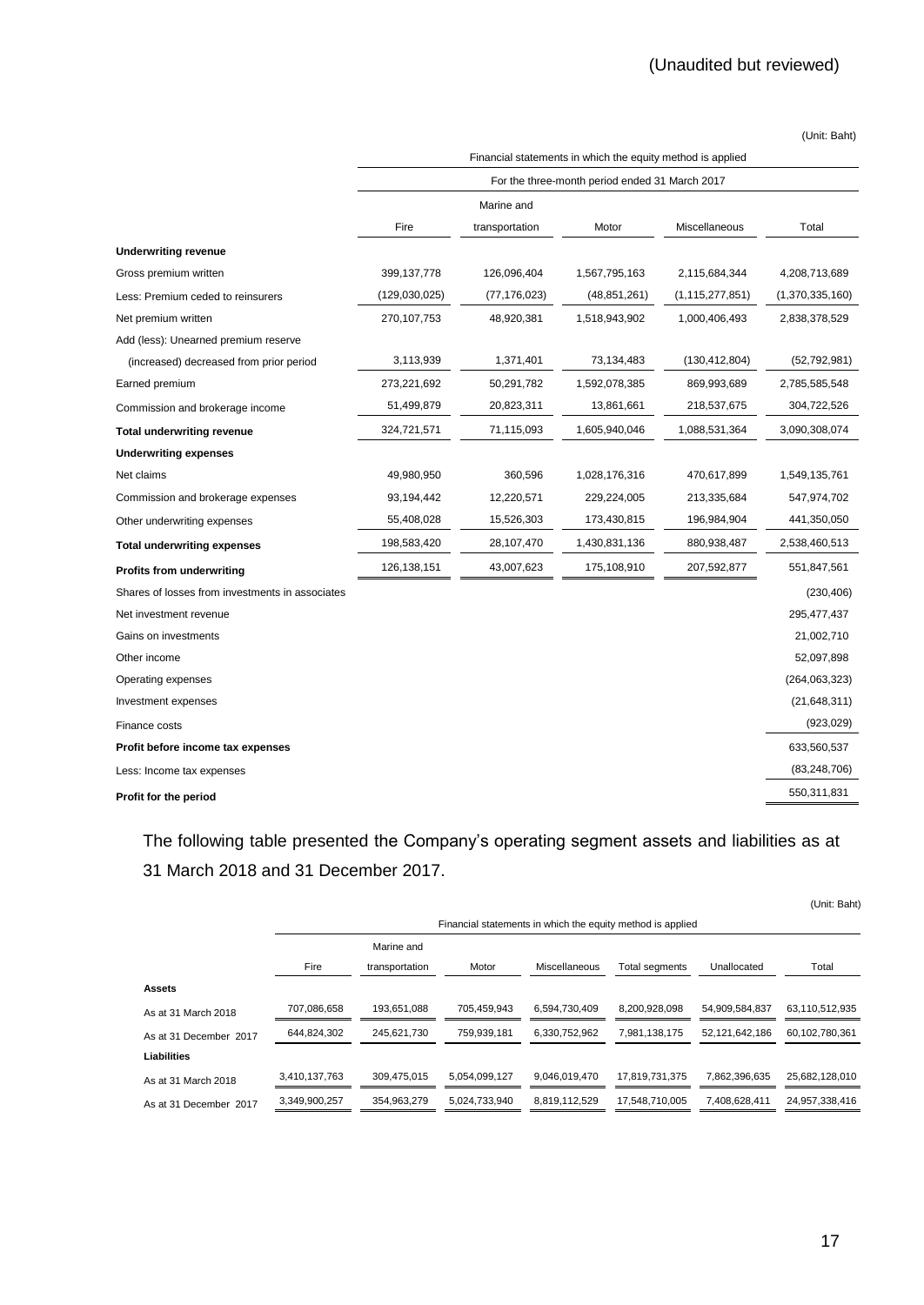(Unaudited but reviewed)

(Unit: Baht)

| | Financial statements in which the equity method is applied | | | | |
|---|---|---|---|---|---|
| | For the three-month period ended 31 March 2017 | | | | |
| | Fire | Marine and transportation | Motor | Miscellaneous | Total |
| **Underwriting revenue** | | | | | |
| Gross premium written | 399,137,778 | 126,096,404 | 1,567,795,163 | 2,115,684,344 | 4,208,713,689 |
| Less: Premium ceded to reinsurers | (129,030,025) | (77,176,023) | (48,851,261) | (1,115,277,851) | (1,370,335,160) |
| Net premium written | 270,107,753 | 48,920,381 | 1,518,943,902 | 1,000,406,493 | 2,838,378,529 |
| Add (less): Unearned premium reserve | | | | | |
| (increased) decreased from prior period | 3,113,939 | 1,371,401 | 73,134,483 | (130,412,804) | (52,792,981) |
| Earned premium | 273,221,692 | 50,291,782 | 1,592,078,385 | 869,993,689 | 2,785,585,548 |
| Commission and brokerage income | 51,499,879 | 20,823,311 | 13,861,661 | 218,537,675 | 304,722,526 |
| **Total underwriting revenue** | 324,721,571 | 71,115,093 | 1,605,940,046 | 1,088,531,364 | 3,090,308,074 |
| **Underwriting expenses** | | | | | |
| Net claims | 49,980,950 | 360,596 | 1,028,176,316 | 470,617,899 | 1,549,135,761 |
| Commission and brokerage expenses | 93,194,442 | 12,220,571 | 229,224,005 | 213,335,684 | 547,974,702 |
| Other underwriting expenses | 55,408,028 | 15,526,303 | 173,430,815 | 196,984,904 | 441,350,050 |
| **Total underwriting expenses** | 198,583,420 | 28,107,470 | 1,430,831,136 | 880,938,487 | 2,538,460,513 |
| **Profits from underwriting** | 126,138,151 | 43,007,623 | 175,108,910 | 207,592,877 | 551,847,561 |
| Shares of losses from investments in associates | | | | | (230,406) |
| Net investment revenue | | | | | 295,477,437 |
| Gains on investments | | | | | 21,002,710 |
| Other income | | | | | 52,097,898 |
| Operating expenses | | | | | (264,063,323) |
| Investment expenses | | | | | (21,648,311) |
| Finance costs | | | | | (923,029) |
| **Profit before income tax expenses** | | | | | 633,560,537 |
| Less: Income tax expenses | | | | | (83,248,706) |
| **Profit for the period** | | | | | 550,311,831 |

The following table presented the Company's operating segment assets and liabilities as at 31 March 2018 and 31 December 2017.

(Unit: Baht)

| | Financial statements in which the equity method is applied | | | | | | |
|---|---|---|---|---|---|---|---|
| | Fire | Marine and transportation | Motor | Miscellaneous | Total segments | Unallocated | Total |
| **Assets** | | | | | | | |
| As at 31 March 2018 | 707,086,658 | 193,651,088 | 705,459,943 | 6,594,730,409 | 8,200,928,098 | 54,909,584,837 | 63,110,512,935 |
| As at 31 December 2017 | 644,824,302 | 245,621,730 | 759,939,181 | 6,330,752,962 | 7,981,138,175 | 52,121,642,186 | 60,102,780,361 |
| **Liabilities** | | | | | | | |
| As at 31 March 2018 | 3,410,137,763 | 309,475,015 | 5,054,099,127 | 9,046,019,470 | 17,819,731,375 | 7,862,396,635 | 25,682,128,010 |
| As at 31 December 2017 | 3,349,900,257 | 354,963,279 | 5,024,733,940 | 8,819,112,529 | 17,548,710,005 | 7,408,628,411 | 24,957,338,416 |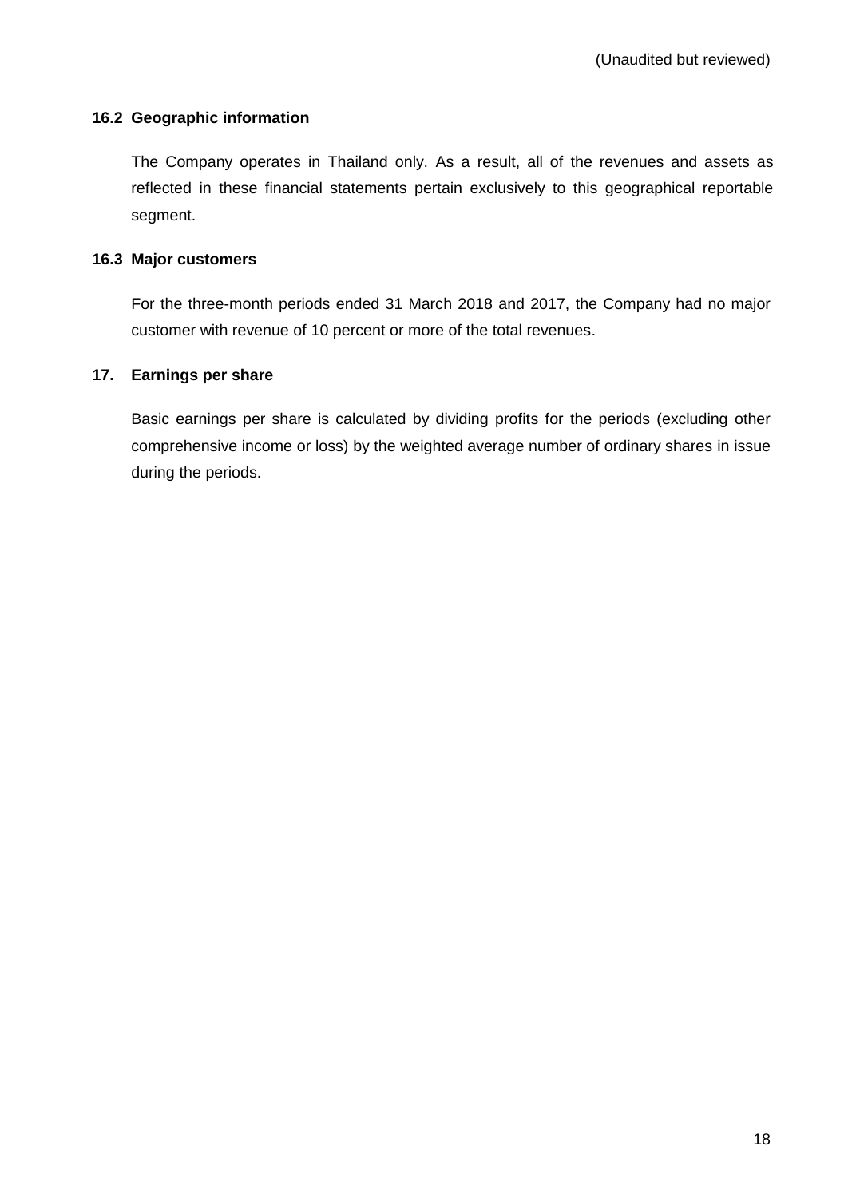(Unaudited but reviewed)

### 16.2 Geographic information

The Company operates in Thailand only. As a result, all of the revenues and assets as reflected in these financial statements pertain exclusively to this geographical reportable segment.

### 16.3 Major customers

For the three-month periods ended 31 March 2018 and 2017, the Company had no major customer with revenue of 10 percent or more of the total revenues.

## 17. Earnings per share

Basic earnings per share is calculated by dividing profits for the periods (excluding other comprehensive income or loss) by the weighted average number of ordinary shares in issue during the periods.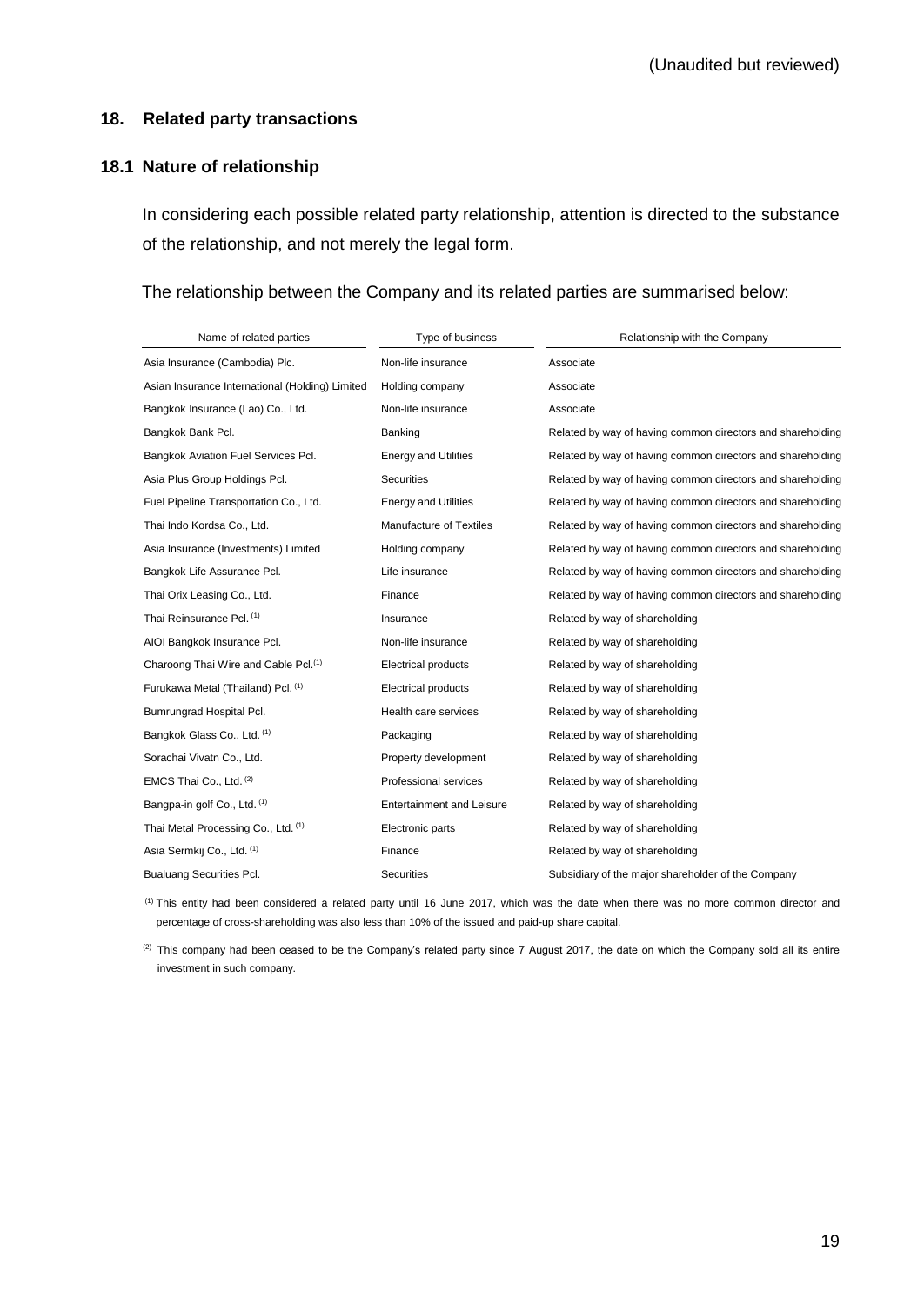(Unaudited but reviewed)

## 18. Related party transactions

### 18.1 Nature of relationship

In considering each possible related party relationship, attention is directed to the substance of the relationship, and not merely the legal form.

The relationship between the Company and its related parties are summarised below:

| Name of related parties | Type of business | Relationship with the Company |
|---|---|---|
| Asia Insurance (Cambodia) Plc. | Non-life insurance | Associate |
| Asian Insurance International (Holding) Limited | Holding company | Associate |
| Bangkok Insurance (Lao) Co., Ltd. | Non-life insurance | Associate |
| Bangkok Bank Pcl. | Banking | Related by way of having common directors and shareholding |
| Bangkok Aviation Fuel Services Pcl. | Energy and Utilities | Related by way of having common directors and shareholding |
| Asia Plus Group Holdings Pcl. | Securities | Related by way of having common directors and shareholding |
| Fuel Pipeline Transportation Co., Ltd. | Energy and Utilities | Related by way of having common directors and shareholding |
| Thai Indo Kordsa Co., Ltd. | Manufacture of Textiles | Related by way of having common directors and shareholding |
| Asia Insurance (Investments) Limited | Holding company | Related by way of having common directors and shareholding |
| Bangkok Life Assurance Pcl. | Life insurance | Related by way of having common directors and shareholding |
| Thai Orix Leasing Co., Ltd. | Finance | Related by way of having common directors and shareholding |
| Thai Reinsurance Pcl. (1) | Insurance | Related by way of shareholding |
| AIOI Bangkok Insurance Pcl. | Non-life insurance | Related by way of shareholding |
| Charoong Thai Wire and Cable Pcl.(1) | Electrical products | Related by way of shareholding |
| Furukawa Metal (Thailand) Pcl. (1) | Electrical products | Related by way of shareholding |
| Bumrungrad Hospital Pcl. | Health care services | Related by way of shareholding |
| Bangkok Glass Co., Ltd. (1) | Packaging | Related by way of shareholding |
| Sorachai Vivatn Co., Ltd. | Property development | Related by way of shareholding |
| EMCS Thai Co., Ltd. (2) | Professional services | Related by way of shareholding |
| Bangpa-in golf Co., Ltd. (1) | Entertainment and Leisure | Related by way of shareholding |
| Thai Metal Processing Co., Ltd. (1) | Electronic parts | Related by way of shareholding |
| Asia Sermkij Co., Ltd. (1) | Finance | Related by way of shareholding |
| Bualuang Securities Pcl. | Securities | Subsidiary of the major shareholder of the Company |

(1) This entity had been considered a related party until 16 June 2017, which was the date when there was no more common director and percentage of cross-shareholding was also less than 10% of the issued and paid-up share capital.

(2) This company had been ceased to be the Company's related party since 7 August 2017, the date on which the Company sold all its entire investment in such company.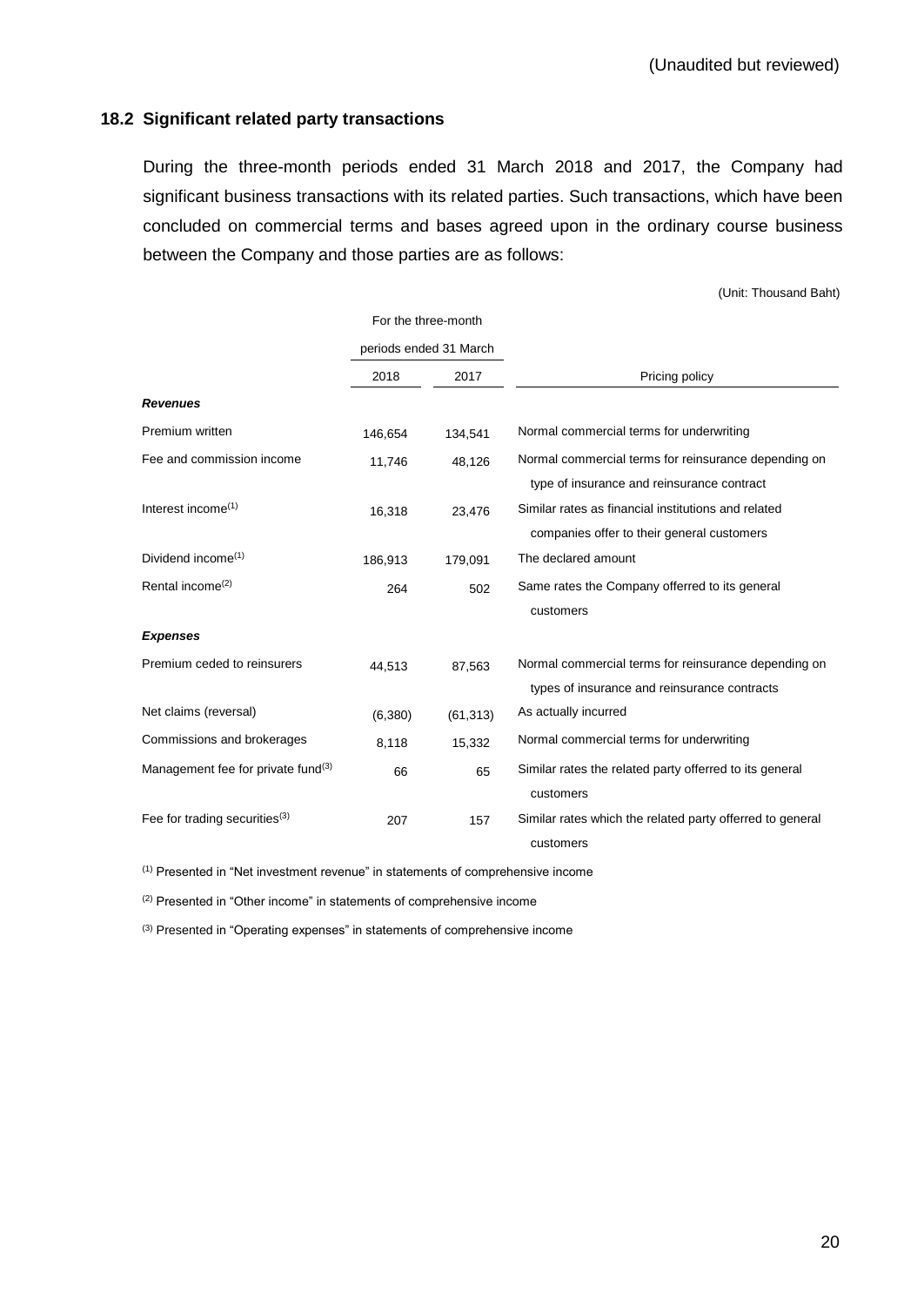(Unaudited but reviewed)

### 18.2 Significant related party transactions

During the three-month periods ended 31 March 2018 and 2017, the Company had significant business transactions with its related parties. Such transactions, which have been concluded on commercial terms and bases agreed upon in the ordinary course business between the Company and those parties are as follows:

(Unit: Thousand Baht)

| | For the three-month periods ended 31 March | | |
|---|---|---|---|
| | 2018 | 2017 | Pricing policy |
| ***Revenues*** | | | |
| Premium written | 146,654 | 134,541 | Normal commercial terms for underwriting |
| Fee and commission income | 11,746 | 48,126 | Normal commercial terms for reinsurance depending on type of insurance and reinsurance contract |
| Interest income[1] | 16,318 | 23,476 | Similar rates as financial institutions and related companies offer to their general customers |
| Dividend income[1] | 186,913 | 179,091 | The declared amount |
| Rental income[2] | 264 | 502 | Same rates the Company offerred to its general customers |
| ***Expenses*** | | | |
| Premium ceded to reinsurers | 44,513 | 87,563 | Normal commercial terms for reinsurance depending on types of insurance and reinsurance contracts |
| Net claims (reversal) | (6,380) | (61,313) | As actually incurred |
| Commissions and brokerages | 8,118 | 15,332 | Normal commercial terms for underwriting |
| Management fee for private fund[3] | 66 | 65 | Similar rates the related party offerred to its general customers |
| Fee for trading securities[3] | 207 | 157 | Similar rates which the related party offerred to general customers |

[1] Presented in "Net investment revenue" in statements of comprehensive income

[2] Presented in "Other income" in statements of comprehensive income

[3] Presented in "Operating expenses" in statements of comprehensive income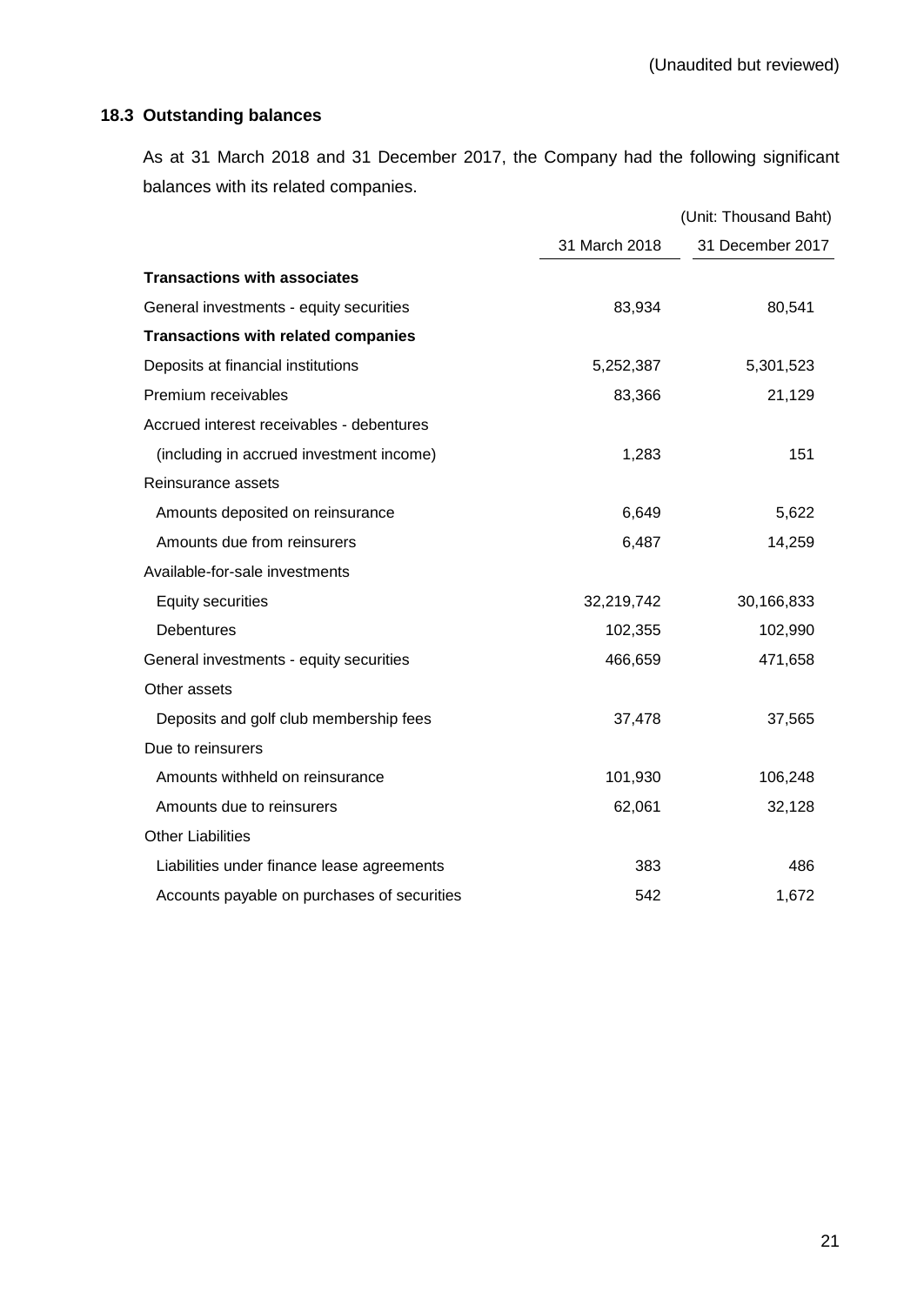(Unaudited but reviewed)

### 18.3 Outstanding balances

As at 31 March 2018 and 31 December 2017, the Company had the following significant balances with its related companies.

(Unit: Thousand Baht)

| | 31 March 2018 | 31 December 2017 |
|---|---|---|
| **Transactions with associates** | | |
| General investments - equity securities | 83,934 | 80,541 |
| **Transactions with related companies** | | |
| Deposits at financial institutions | 5,252,387 | 5,301,523 |
| Premium receivables | 83,366 | 21,129 |
| Accrued interest receivables - debentures | | |
| (including in accrued investment income) | 1,283 | 151 |
| Reinsurance assets | | |
| Amounts deposited on reinsurance | 6,649 | 5,622 |
| Amounts due from reinsurers | 6,487 | 14,259 |
| Available-for-sale investments | | |
| Equity securities | 32,219,742 | 30,166,833 |
| Debentures | 102,355 | 102,990 |
| General investments - equity securities | 466,659 | 471,658 |
| Other assets | | |
| Deposits and golf club membership fees | 37,478 | 37,565 |
| Due to reinsurers | | |
| Amounts withheld on reinsurance | 101,930 | 106,248 |
| Amounts due to reinsurers | 62,061 | 32,128 |
| Other Liabilities | | |
| Liabilities under finance lease agreements | 383 | 486 |
| Accounts payable on purchases of securities | 542 | 1,672 |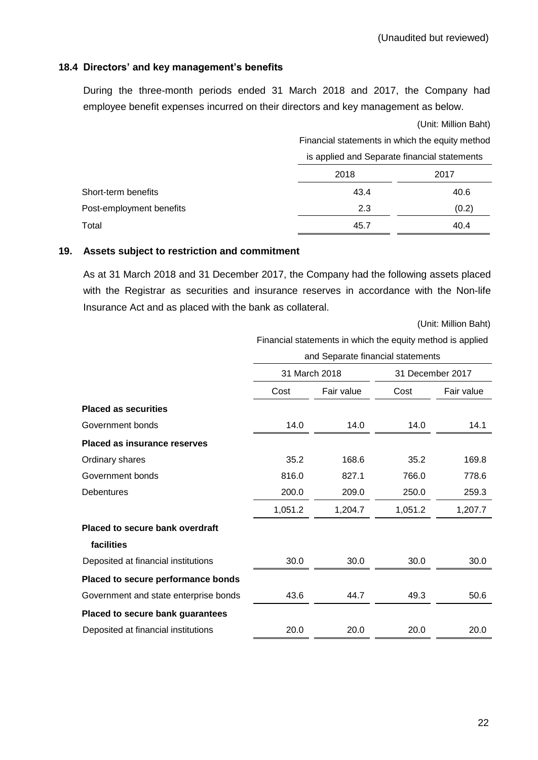(Unaudited but reviewed)

### 18.4 Directors' and key management's benefits

During the three-month periods ended 31 March 2018 and 2017, the Company had employee benefit expenses incurred on their directors and key management as below.

(Unit: Million Baht)

| | Financial statements in which the equity method is applied and Separate financial statements | |
|---|---|---|
| | 2018 | 2017 |
| Short-term benefits | 43.4 | 40.6 |
| Post-employment benefits | 2.3 | (0.2) |
| Total | 45.7 | 40.4 |

## 19. Assets subject to restriction and commitment

As at 31 March 2018 and 31 December 2017, the Company had the following assets placed with the Registrar as securities and insurance reserves in accordance with the Non-life Insurance Act and as placed with the bank as collateral.

(Unit: Million Baht)

| | Financial statements in which the equity method is applied and Separate financial statements | | | |
|---|---|---|---|---|
| | 31 March 2018 | | 31 December 2017 | |
| | Cost | Fair value | Cost | Fair value |
| **Placed as securities** | | | | |
| Government bonds | 14.0 | 14.0 | 14.0 | 14.1 |
| **Placed as insurance reserves** | | | | |
| Ordinary shares | 35.2 | 168.6 | 35.2 | 169.8 |
| Government bonds | 816.0 | 827.1 | 766.0 | 778.6 |
| Debentures | 200.0 | 209.0 | 250.0 | 259.3 |
| | 1,051.2 | 1,204.7 | 1,051.2 | 1,207.7 |
| **Placed to secure bank overdraft facilities** | | | | |
| Deposited at financial institutions | 30.0 | 30.0 | 30.0 | 30.0 |
| **Placed to secure performance bonds** | | | | |
| Government and state enterprise bonds | 43.6 | 44.7 | 49.3 | 50.6 |
| **Placed to secure bank guarantees** | | | | |
| Deposited at financial institutions | 20.0 | 20.0 | 20.0 | 20.0 |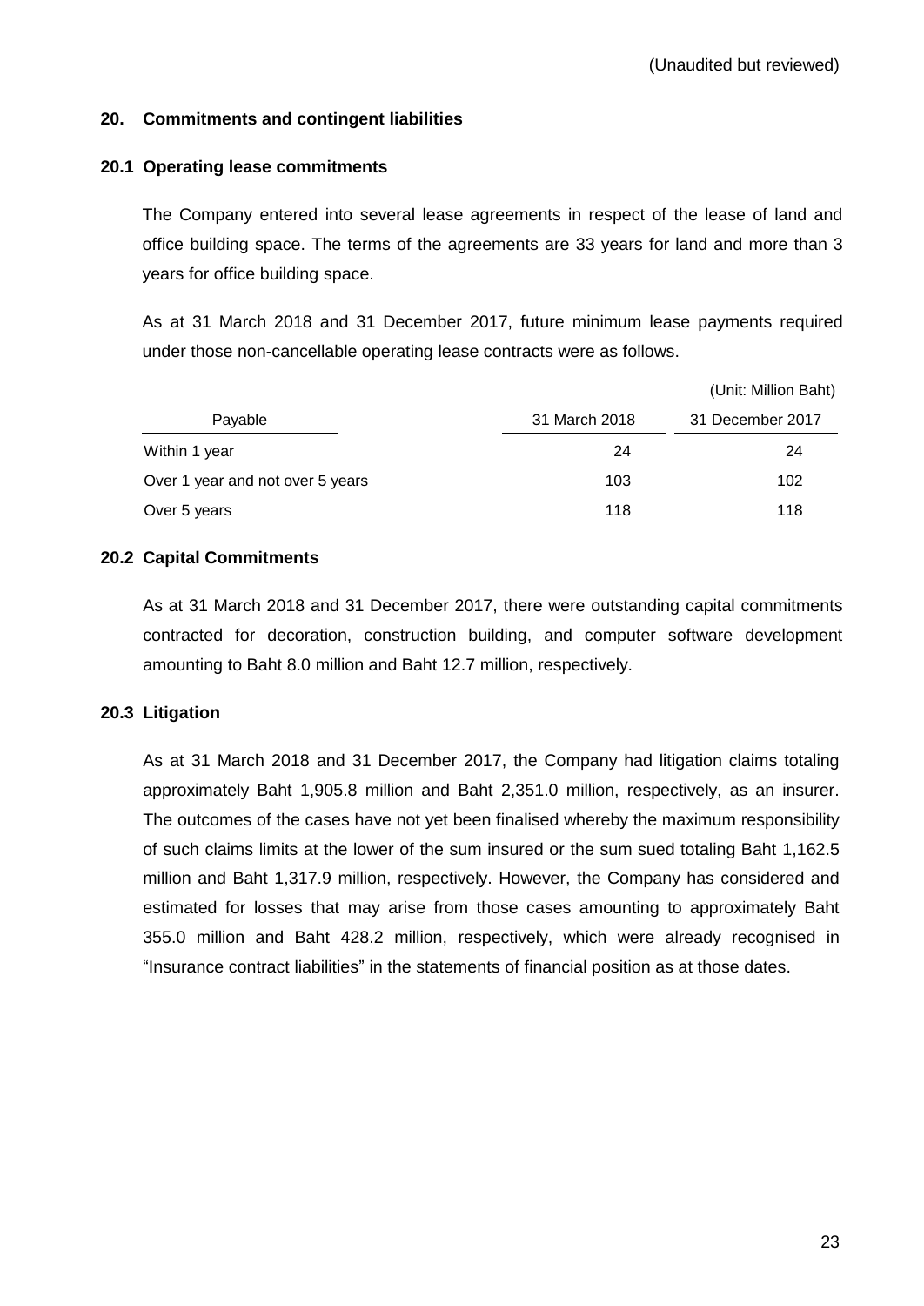(Unaudited but reviewed)

## 20. Commitments and contingent liabilities

### 20.1 Operating lease commitments

The Company entered into several lease agreements in respect of the lease of land and office building space. The terms of the agreements are 33 years for land and more than 3 years for office building space.

As at 31 March 2018 and 31 December 2017, future minimum lease payments required under those non-cancellable operating lease contracts were as follows.

(Unit: Million Baht)

| Payable | 31 March 2018 | 31 December 2017 |
|---|---|---|
| Within 1 year | 24 | 24 |
| Over 1 year and not over 5 years | 103 | 102 |
| Over 5 years | 118 | 118 |

### 20.2 Capital Commitments

As at 31 March 2018 and 31 December 2017, there were outstanding capital commitments contracted for decoration, construction building, and computer software development amounting to Baht 8.0 million and Baht 12.7 million, respectively.

### 20.3 Litigation

As at 31 March 2018 and 31 December 2017, the Company had litigation claims totaling approximately Baht 1,905.8 million and Baht 2,351.0 million, respectively, as an insurer. The outcomes of the cases have not yet been finalised whereby the maximum responsibility of such claims limits at the lower of the sum insured or the sum sued totaling Baht 1,162.5 million and Baht 1,317.9 million, respectively. However, the Company has considered and estimated for losses that may arise from those cases amounting to approximately Baht 355.0 million and Baht 428.2 million, respectively, which were already recognised in "Insurance contract liabilities" in the statements of financial position as at those dates.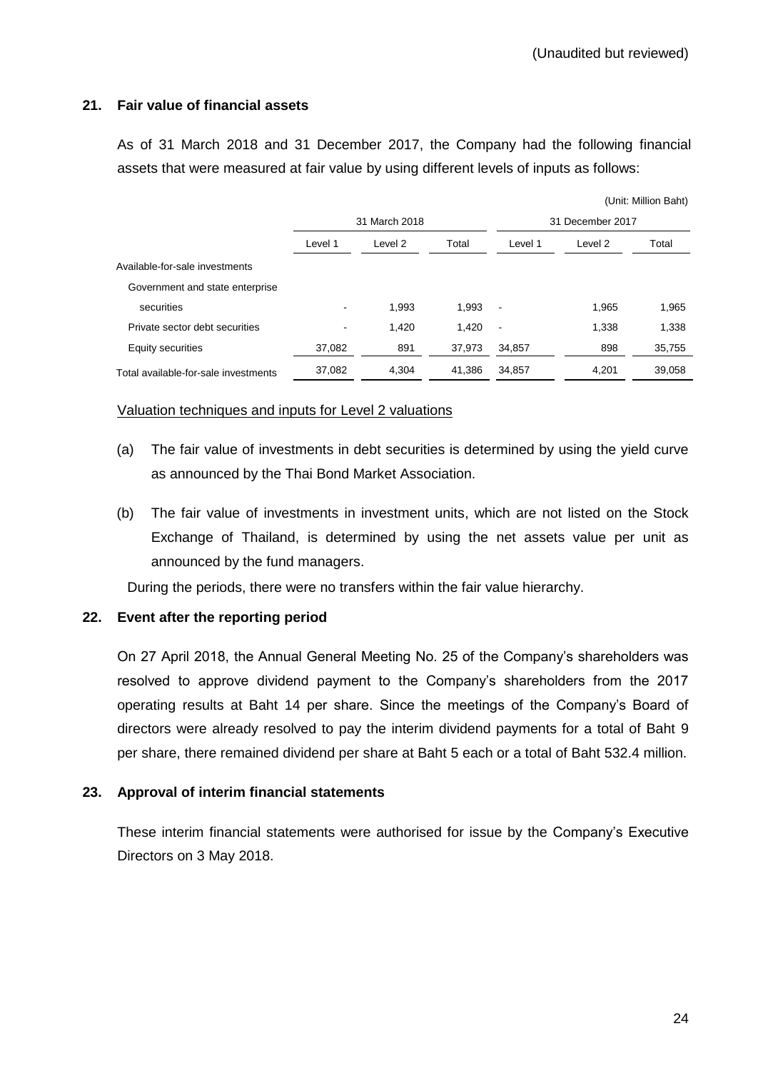(Unaudited but reviewed)

## 21. Fair value of financial assets

As of 31 March 2018 and 31 December 2017, the Company had the following financial assets that were measured at fair value by using different levels of inputs as follows:

(Unit: Million Baht)

| | 31 March 2018 | | | 31 December 2017 | | |
|---|---|---|---|---|---|---|
| | Level 1 | Level 2 | Total | Level 1 | Level 2 | Total |
| Available-for-sale investments | | | | | | |
| Government and state enterprise securities | - | 1,993 | 1,993 | - | 1,965 | 1,965 |
| Private sector debt securities | - | 1,420 | 1,420 | - | 1,338 | 1,338 |
| Equity securities | 37,082 | 891 | 37,973 | 34,857 | 898 | 35,755 |
| Total available-for-sale investments | 37,082 | 4,304 | 41,386 | 34,857 | 4,201 | 39,058 |

Valuation techniques and inputs for Level 2 valuations

(a) The fair value of investments in debt securities is determined by using the yield curve as announced by the Thai Bond Market Association.

(b) The fair value of investments in investment units, which are not listed on the Stock Exchange of Thailand, is determined by using the net assets value per unit as announced by the fund managers.

During the periods, there were no transfers within the fair value hierarchy.

## 22. Event after the reporting period

On 27 April 2018, the Annual General Meeting No. 25 of the Company's shareholders was resolved to approve dividend payment to the Company's shareholders from the 2017 operating results at Baht 14 per share. Since the meetings of the Company's Board of directors were already resolved to pay the interim dividend payments for a total of Baht 9 per share, there remained dividend per share at Baht 5 each or a total of Baht 532.4 million.

## 23. Approval of interim financial statements

These interim financial statements were authorised for issue by the Company's Executive Directors on 3 May 2018.